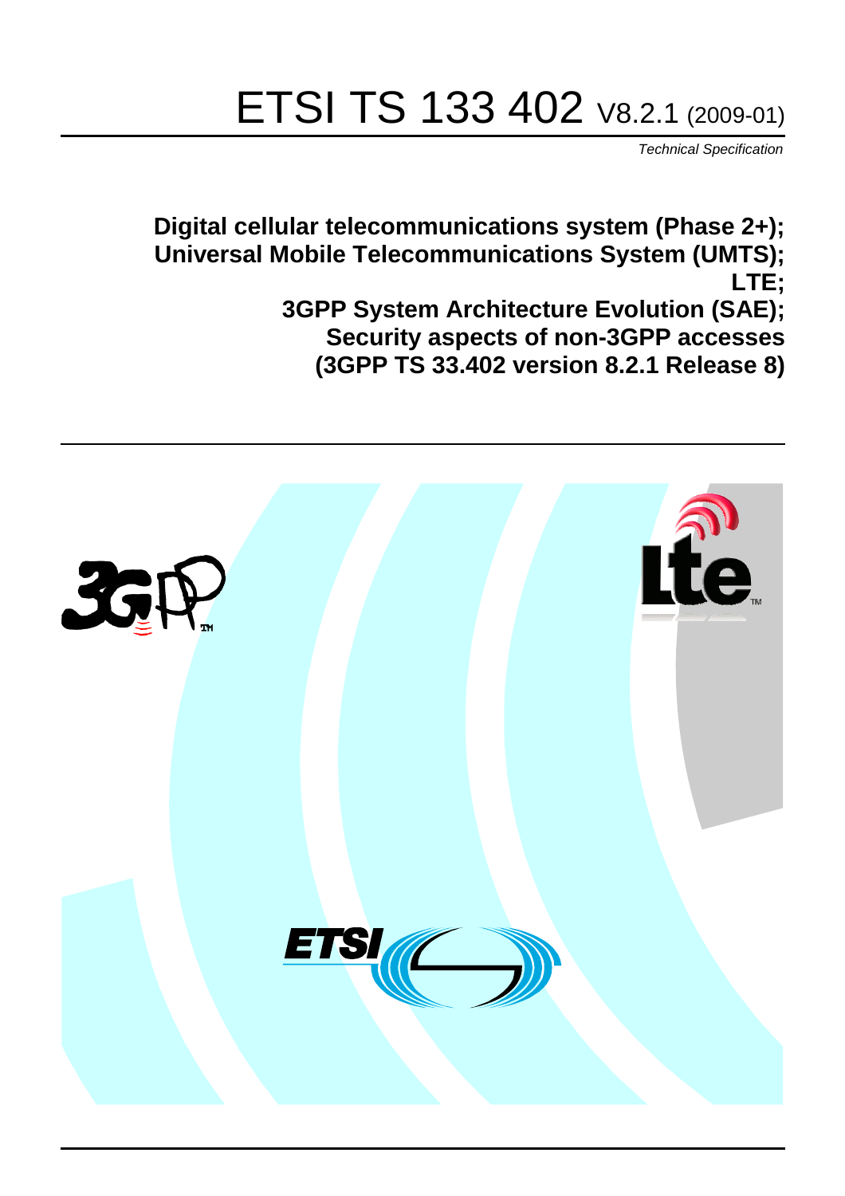# ETSI TS 133 402 V8.2.1 (2009-01)

*Technical Specification*

**Digital cellular telecommunications system (Phase 2+);**
**Universal Mobile Telecommunications System (UMTS);**
**LTE;**
**3GPP System Architecture Evolution (SAE);**
**Security aspects of non-3GPP accesses**
**(3GPP TS 33.402 version 8.2.1 Release 8)**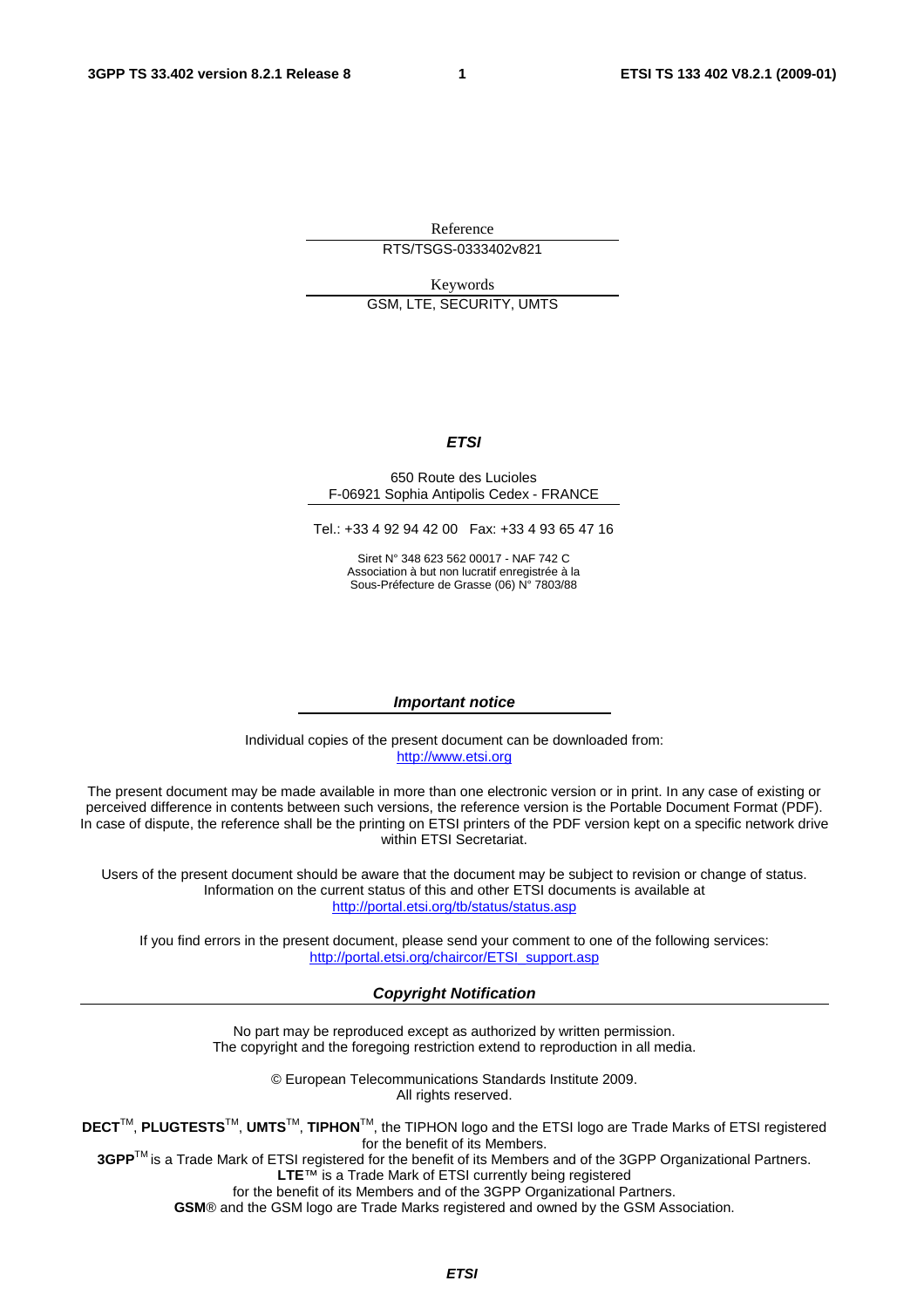Reference

RTS/TSGS-0333402v821

Keywords

GSM, LTE, SECURITY, UMTS

***ETSI***

650 Route des Lucioles
F-06921 Sophia Antipolis Cedex - FRANCE

Tel.: +33 4 92 94 42 00 Fax: +33 4 93 65 47 16

Siret N° 348 623 562 00017 - NAF 742 C
Association à but non lucratif enregistrée à la
Sous-Préfecture de Grasse (06) N° 7803/88

***Important notice***

Individual copies of the present document can be downloaded from:
http://www.etsi.org

The present document may be made available in more than one electronic version or in print. In any case of existing or perceived difference in contents between such versions, the reference version is the Portable Document Format (PDF). In case of dispute, the reference shall be the printing on ETSI printers of the PDF version kept on a specific network drive within ETSI Secretariat.

Users of the present document should be aware that the document may be subject to revision or change of status. Information on the current status of this and other ETSI documents is available at
http://portal.etsi.org/tb/status/status.asp

If you find errors in the present document, please send your comment to one of the following services:
http://portal.etsi.org/chaircor/ETSI_support.asp

***Copyright Notification***

No part may be reproduced except as authorized by written permission.
The copyright and the foregoing restriction extend to reproduction in all media.

© European Telecommunications Standards Institute 2009.
All rights reserved.

**DECT**™, **PLUGTESTS**™, **UMTS**™, **TIPHON**™, the TIPHON logo and the ETSI logo are Trade Marks of ETSI registered for the benefit of its Members.
**3GPP**™ is a Trade Mark of ETSI registered for the benefit of its Members and of the 3GPP Organizational Partners.
**LTE**™ is a Trade Mark of ETSI currently being registered
for the benefit of its Members and of the 3GPP Organizational Partners.
**GSM**® and the GSM logo are Trade Marks registered and owned by the GSM Association.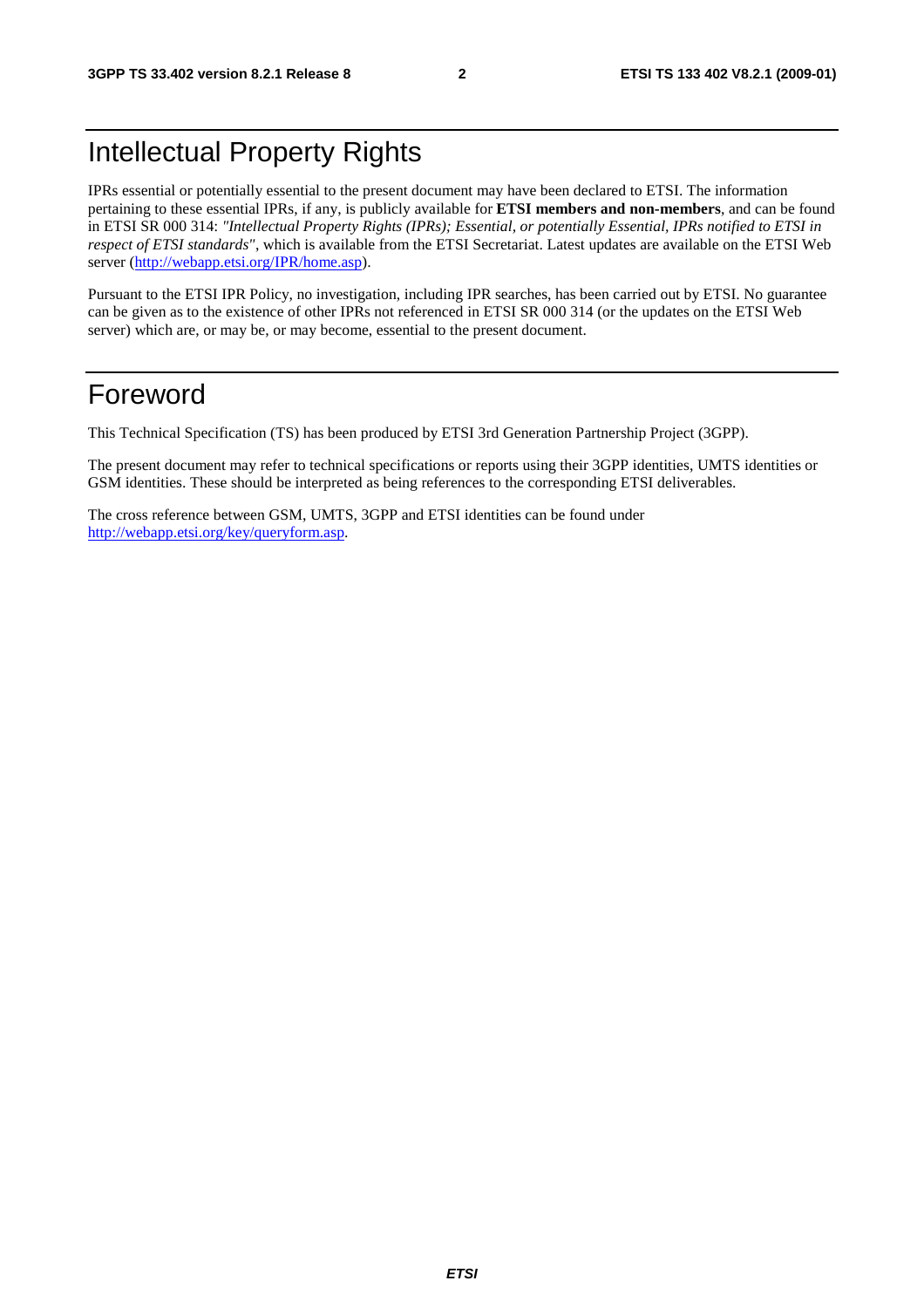# Intellectual Property Rights

IPRs essential or potentially essential to the present document may have been declared to ETSI. The information pertaining to these essential IPRs, if any, is publicly available for **ETSI members and non-members**, and can be found in ETSI SR 000 314: *"Intellectual Property Rights (IPRs); Essential, or potentially Essential, IPRs notified to ETSI in respect of ETSI standards"*, which is available from the ETSI Secretariat. Latest updates are available on the ETSI Web server (http://webapp.etsi.org/IPR/home.asp).

Pursuant to the ETSI IPR Policy, no investigation, including IPR searches, has been carried out by ETSI. No guarantee can be given as to the existence of other IPRs not referenced in ETSI SR 000 314 (or the updates on the ETSI Web server) which are, or may be, or may become, essential to the present document.

# Foreword

This Technical Specification (TS) has been produced by ETSI 3rd Generation Partnership Project (3GPP).

The present document may refer to technical specifications or reports using their 3GPP identities, UMTS identities or GSM identities. These should be interpreted as being references to the corresponding ETSI deliverables.

The cross reference between GSM, UMTS, 3GPP and ETSI identities can be found under http://webapp.etsi.org/key/queryform.asp.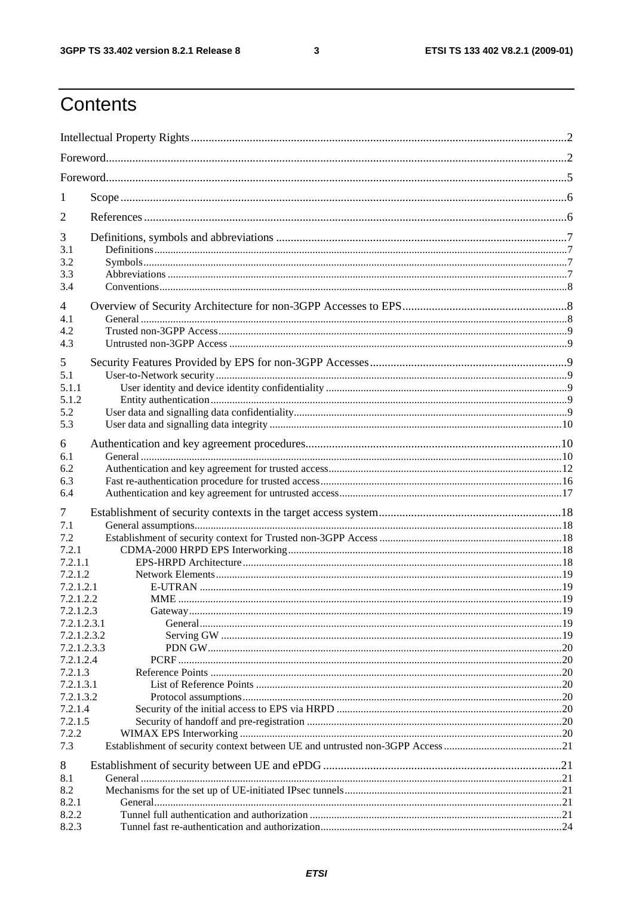# Contents

Intellectual Property Rights ....................................................................................................................... 2

Foreword.................................................................................................................................................... 2

Foreword.................................................................................................................................................... 5

1 Scope ...................................................................................................................................................... 6

2 References ............................................................................................................................................... 6

3 Definitions, symbols and abbreviations ................................................................................................... 7

3.1 Definitions ............................................................................................................................................. 7

3.2 Symbols ................................................................................................................................................. 7

3.3 Abbreviations ........................................................................................................................................ 7

3.4 Conventions ........................................................................................................................................... 8

4 Overview of Security Architecture for non-3GPP Accesses to EPS ....................................................... 8

4.1 General .................................................................................................................................................. 8

4.2 Trusted non-3GPP Access ..................................................................................................................... 9

4.3 Untrusted non-3GPP Access ................................................................................................................. 9

5 Security Features Provided by EPS for non-3GPP Accesses .................................................................. 9

5.1 User-to-Network security ...................................................................................................................... 9

5.1.1 User identity and device identity confidentiality ............................................................................... 9

5.1.2 Entity authentication ........................................................................................................................... 9

5.2 User data and signalling data confidentiality ......................................................................................... 9

5.3 User data and signalling data integrity ................................................................................................. 10

6 Authentication and key agreement procedures ...................................................................................... 10

6.1 General ................................................................................................................................................ 10

6.2 Authentication and key agreement for trusted access ........................................................................... 12

6.3 Fast re-authentication procedure for trusted access .............................................................................. 16

6.4 Authentication and key agreement for untrusted access ....................................................................... 17

7 Establishment of security contexts in the target access system ............................................................. 18

7.1 General assumptions ........................................................................................................................... 18

7.2 Establishment of security context for Trusted non-3GPP Access ......................................................... 18

7.2.1 CDMA-2000 HRPD EPS Interworking ............................................................................................ 18

7.2.1.1 EPS-HRPD Architecture ................................................................................................................ 18

7.2.1.2 Network Elements .......................................................................................................................... 19

7.2.1.2.1 E-UTRAN .................................................................................................................................. 19

7.2.1.2.2 MME .......................................................................................................................................... 19

7.2.1.2.3 Gateway ...................................................................................................................................... 19

7.2.1.2.3.1 General .................................................................................................................................... 19

7.2.1.2.3.2 Serving GW ............................................................................................................................. 19

7.2.1.2.3.3 PDN GW .................................................................................................................................. 20

7.2.1.2.4 PCRF .......................................................................................................................................... 20

7.2.1.3 Reference Points ............................................................................................................................. 20

7.2.1.3.1 List of Reference Points .............................................................................................................. 20

7.2.1.3.2 Protocol assumptions ................................................................................................................... 20

7.2.1.4 Security of the initial access to EPS via HRPD ............................................................................... 20

7.2.1.5 Security of handoff and pre-registration .......................................................................................... 20

7.2.2 WIMAX EPS Interworking ............................................................................................................... 20

7.3 Establishment of security context between UE and untrusted non-3GPP Access ................................. 21

8 Establishment of security between UE and ePDG ................................................................................. 21

8.1 General ................................................................................................................................................ 21

8.2 Mechanisms for the set up of UE-initiated IPsec tunnels ..................................................................... 21

8.2.1 General ............................................................................................................................................. 21

8.2.2 Tunnel full authentication and authorization .................................................................................... 21

8.2.3 Tunnel fast re-authentication and authorization ................................................................................ 24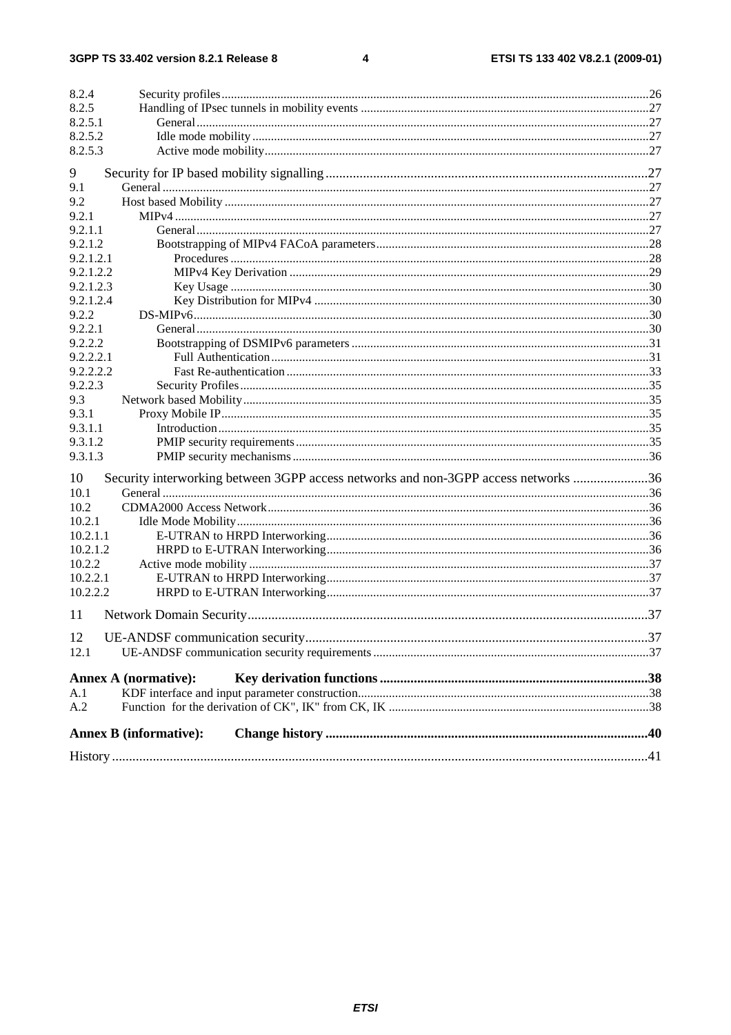8.2.4 Security profiles ......................................................................................................................................26
8.2.5 Handling of IPsec tunnels in mobility events ............................................................................................27
8.2.5.1 General...............................................................................................................................................27
8.2.5.2 Idle mode mobility .............................................................................................................................27
8.2.5.3 Active mode mobility.........................................................................................................................27

9 Security for IP based mobility signalling..............................................................................................27
9.1 General ..........................................................................................................................................................27
9.2 Host based Mobility ......................................................................................................................................27
9.2.1 MIPv4 .......................................................................................................................................................27
9.2.1.1 General...............................................................................................................................................27
9.2.1.2 Bootstrapping of MIPv4 FACoA parameters......................................................................................28
9.2.1.2.1 Procedures ....................................................................................................................................28
9.2.1.2.2 MIPv4 Key Derivation ..................................................................................................................29
9.2.1.2.3 Key Usage .....................................................................................................................................30
9.2.1.2.4 Key Distribution for MIPv4 ..........................................................................................................30
9.2.2 DS-MIPv6.................................................................................................................................................30
9.2.2.1 General...............................................................................................................................................30
9.2.2.2 Bootstrapping of DSMIPv6 parameters ..............................................................................................31
9.2.2.2.1 Full Authentication........................................................................................................................31
9.2.2.2.2 Fast Re-authentication ...................................................................................................................33
9.2.2.3 Security Profiles..................................................................................................................................35
9.3 Network based Mobility................................................................................................................................35
9.3.1 Proxy Mobile IP........................................................................................................................................35
9.3.1.1 Introduction........................................................................................................................................35
9.3.1.2 PMIP security requirements................................................................................................................35
9.3.1.3 PMIP security mechanisms.................................................................................................................36

10 Security interworking between 3GPP access networks and non-3GPP access networks ......................36
10.1 General ..........................................................................................................................................................36
10.2 CDMA2000 Access Network........................................................................................................................36
10.2.1 Idle Mode Mobility...................................................................................................................................36
10.2.1.1 E-UTRAN to HRPD Interworking......................................................................................................36
10.2.1.2 HRPD to E-UTRAN Interworking......................................................................................................36
10.2.2 Active mode mobility ...............................................................................................................................37
10.2.2.1 E-UTRAN to HRPD Interworking......................................................................................................37
10.2.2.2 HRPD to E-UTRAN Interworking......................................................................................................37

11 Network Domain Security.....................................................................................................................37

12 UE-ANDSF communication security....................................................................................................37
12.1 UE-ANDSF communication security requirements ........................................................................................37

**Annex A (normative): Key derivation functions ..............................................................................38**
A.1 KDF interface and input parameter construction............................................................................................38
A.2 Function for the derivation of CK", IK" from CK, IK ...................................................................................38

**Annex B (informative): Change history .............................................................................................40**

History ............................................................................................................................................................41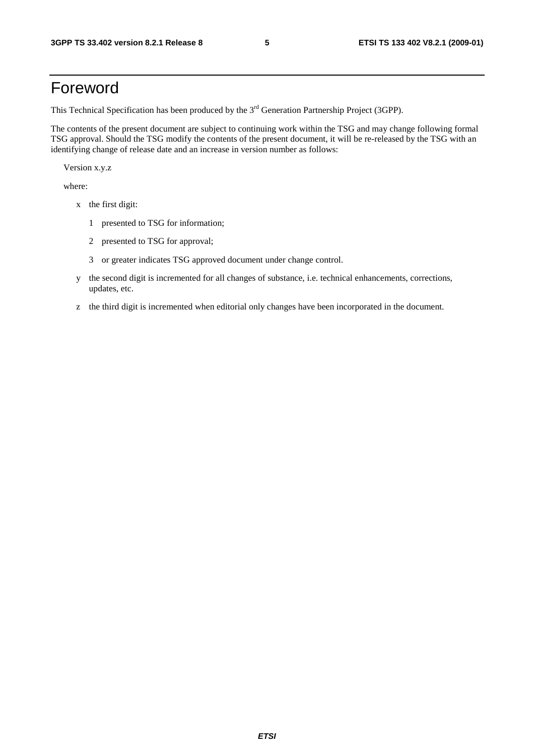# Foreword

This Technical Specification has been produced by the 3rd Generation Partnership Project (3GPP).

The contents of the present document are subject to continuing work within the TSG and may change following formal TSG approval. Should the TSG modify the contents of the present document, it will be re-released by the TSG with an identifying change of release date and an increase in version number as follows:

Version x.y.z

where:

- x the first digit:
  - 1 presented to TSG for information;
  - 2 presented to TSG for approval;
  - 3 or greater indicates TSG approved document under change control.
- y the second digit is incremented for all changes of substance, i.e. technical enhancements, corrections, updates, etc.
- z the third digit is incremented when editorial only changes have been incorporated in the document.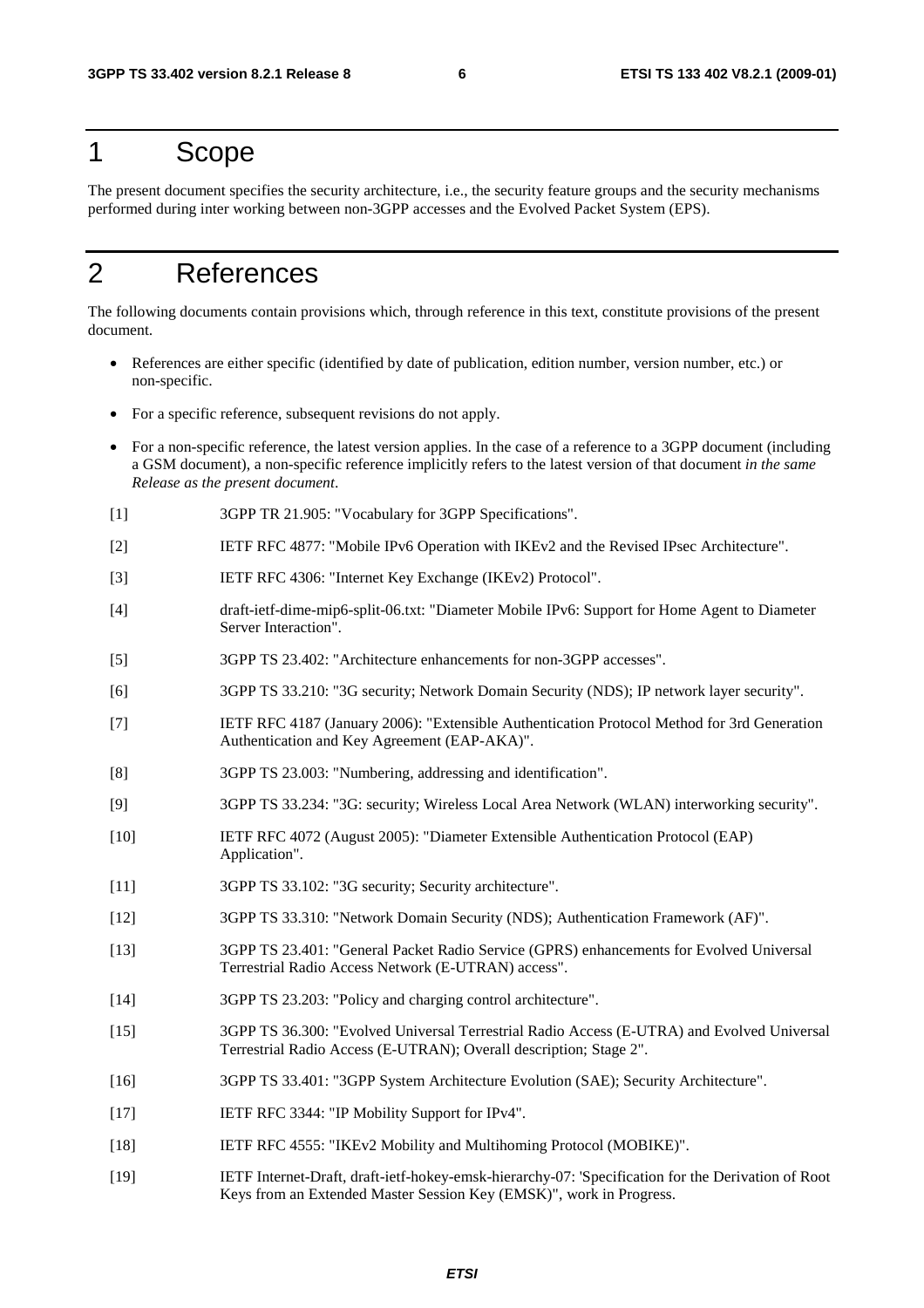# 1 Scope

The present document specifies the security architecture, i.e., the security feature groups and the security mechanisms performed during inter working between non-3GPP accesses and the Evolved Packet System (EPS).

# 2 References

The following documents contain provisions which, through reference in this text, constitute provisions of the present document.

- References are either specific (identified by date of publication, edition number, version number, etc.) or non-specific.
- For a specific reference, subsequent revisions do not apply.
- For a non-specific reference, the latest version applies. In the case of a reference to a 3GPP document (including a GSM document), a non-specific reference implicitly refers to the latest version of that document *in the same Release as the present document*.

[1] 3GPP TR 21.905: "Vocabulary for 3GPP Specifications".

[2] IETF RFC 4877: "Mobile IPv6 Operation with IKEv2 and the Revised IPsec Architecture".

[3] IETF RFC 4306: "Internet Key Exchange (IKEv2) Protocol".

[4] draft-ietf-dime-mip6-split-06.txt: "Diameter Mobile IPv6: Support for Home Agent to Diameter Server Interaction".

[5] 3GPP TS 23.402: "Architecture enhancements for non-3GPP accesses".

[6] 3GPP TS 33.210: "3G security; Network Domain Security (NDS); IP network layer security".

[7] IETF RFC 4187 (January 2006): "Extensible Authentication Protocol Method for 3rd Generation Authentication and Key Agreement (EAP-AKA)".

[8] 3GPP TS 23.003: "Numbering, addressing and identification".

[9] 3GPP TS 33.234: "3G: security; Wireless Local Area Network (WLAN) interworking security".

[10] IETF RFC 4072 (August 2005): "Diameter Extensible Authentication Protocol (EAP) Application".

[11] 3GPP TS 33.102: "3G security; Security architecture".

[12] 3GPP TS 33.310: "Network Domain Security (NDS); Authentication Framework (AF)".

[13] 3GPP TS 23.401: "General Packet Radio Service (GPRS) enhancements for Evolved Universal Terrestrial Radio Access Network (E-UTRAN) access".

[14] 3GPP TS 23.203: "Policy and charging control architecture".

[15] 3GPP TS 36.300: "Evolved Universal Terrestrial Radio Access (E-UTRA) and Evolved Universal Terrestrial Radio Access (E-UTRAN); Overall description; Stage 2".

[16] 3GPP TS 33.401: "3GPP System Architecture Evolution (SAE); Security Architecture".

[17] IETF RFC 3344: "IP Mobility Support for IPv4".

[18] IETF RFC 4555: "IKEv2 Mobility and Multihoming Protocol (MOBIKE)".

[19] IETF Internet-Draft, draft-ietf-hokey-emsk-hierarchy-07: 'Specification for the Derivation of Root Keys from an Extended Master Session Key (EMSK)", work in Progress.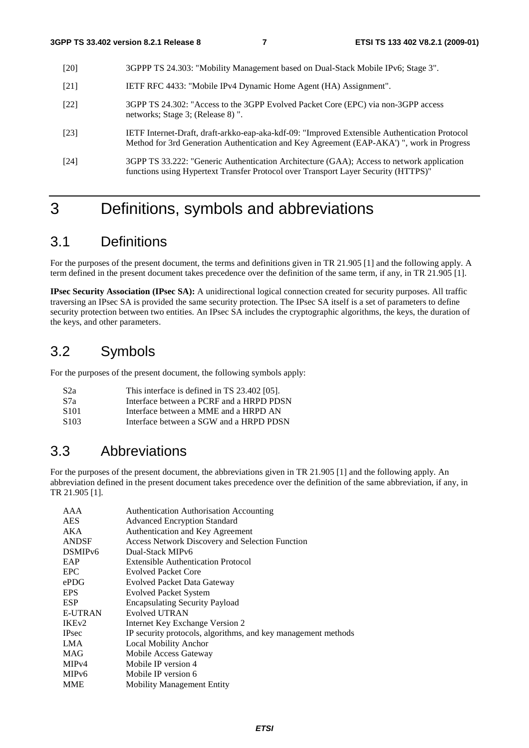[20] 3GPPP TS 24.303: "Mobility Management based on Dual-Stack Mobile IPv6; Stage 3".

[21] IETF RFC 4433: "Mobile IPv4 Dynamic Home Agent (HA) Assignment".

[22] 3GPP TS 24.302: "Access to the 3GPP Evolved Packet Core (EPC) via non-3GPP access networks; Stage 3; (Release 8) ".

[23] IETF Internet-Draft, draft-arkko-eap-aka-kdf-09: "Improved Extensible Authentication Protocol Method for 3rd Generation Authentication and Key Agreement (EAP-AKA') ", work in Progress

[24] 3GPP TS 33.222: "Generic Authentication Architecture (GAA); Access to network application functions using Hypertext Transfer Protocol over Transport Layer Security (HTTPS)"

# 3 Definitions, symbols and abbreviations

## 3.1 Definitions

For the purposes of the present document, the terms and definitions given in TR 21.905 [1] and the following apply. A term defined in the present document takes precedence over the definition of the same term, if any, in TR 21.905 [1].

**IPsec Security Association (IPsec SA):** A unidirectional logical connection created for security purposes. All traffic traversing an IPsec SA is provided the same security protection. The IPsec SA itself is a set of parameters to define security protection between two entities. An IPsec SA includes the cryptographic algorithms, the keys, the duration of the keys, and other parameters.

## 3.2 Symbols

For the purposes of the present document, the following symbols apply:

| | |
|---|---|
| S2a | This interface is defined in TS 23.402 [05]. |
| S7a | Interface between a PCRF and a HRPD PDSN |
| S101 | Interface between a MME and a HRPD AN |
| S103 | Interface between a SGW and a HRPD PDSN |

## 3.3 Abbreviations

For the purposes of the present document, the abbreviations given in TR 21.905 [1] and the following apply. An abbreviation defined in the present document takes precedence over the definition of the same abbreviation, if any, in TR 21.905 [1].

| | |
|---|---|
| AAA | Authentication Authorisation Accounting |
| AES | Advanced Encryption Standard |
| AKA | Authentication and Key Agreement |
| ANDSF | Access Network Discovery and Selection Function |
| DSMIPv6 | Dual-Stack MIPv6 |
| EAP | Extensible Authentication Protocol |
| EPC | Evolved Packet Core |
| ePDG | Evolved Packet Data Gateway |
| EPS | Evolved Packet System |
| ESP | Encapsulating Security Payload |
| E-UTRAN | Evolved UTRAN |
| IKEv2 | Internet Key Exchange Version 2 |
| IPsec | IP security protocols, algorithms, and key management methods |
| LMA | Local Mobility Anchor |
| MAG | Mobile Access Gateway |
| MIPv4 | Mobile IP version 4 |
| MIPv6 | Mobile IP version 6 |
| MME | Mobility Management Entity |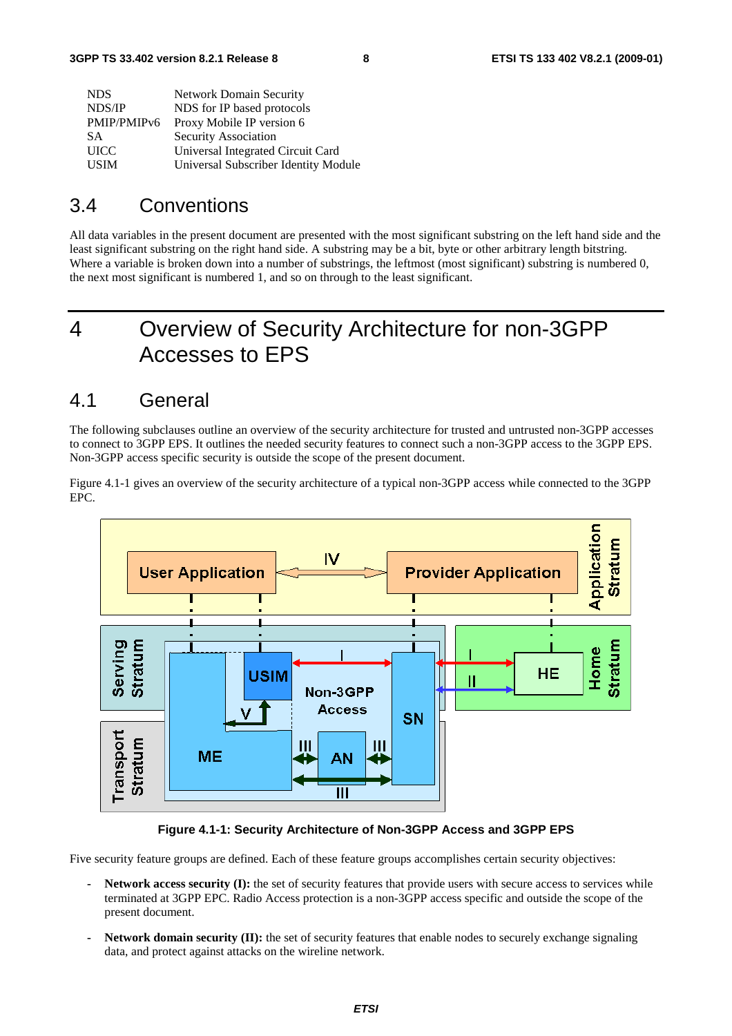| | |
|---|---|
| NDS | Network Domain Security |
| NDS/IP | NDS for IP based protocols |
| PMIP/PMIPv6 | Proxy Mobile IP version 6 |
| SA | Security Association |
| UICC | Universal Integrated Circuit Card |
| USIM | Universal Subscriber Identity Module |

## 3.4 Conventions

All data variables in the present document are presented with the most significant substring on the left hand side and the least significant substring on the right hand side. A substring may be a bit, byte or other arbitrary length bitstring. Where a variable is broken down into a number of substrings, the leftmost (most significant) substring is numbered 0, the next most significant is numbered 1, and so on through to the least significant.

# 4 Overview of Security Architecture for non-3GPP Accesses to EPS

## 4.1 General

The following subclauses outline an overview of the security architecture for trusted and untrusted non-3GPP accesses to connect to 3GPP EPS. It outlines the needed security features to connect such a non-3GPP access to the 3GPP EPS. Non-3GPP access specific security is outside the scope of the present document.

Figure 4.1-1 gives an overview of the security architecture of a typical non-3GPP access while connected to the 3GPP EPC.

**Figure 4.1-1: Security Architecture of Non-3GPP Access and 3GPP EPS**

Five security feature groups are defined. Each of these feature groups accomplishes certain security objectives:

- **Network access security (I):** the set of security features that provide users with secure access to services while terminated at 3GPP EPC. Radio Access protection is a non-3GPP access specific and outside the scope of the present document.

- **Network domain security (II):** the set of security features that enable nodes to securely exchange signaling data, and protect against attacks on the wireline network.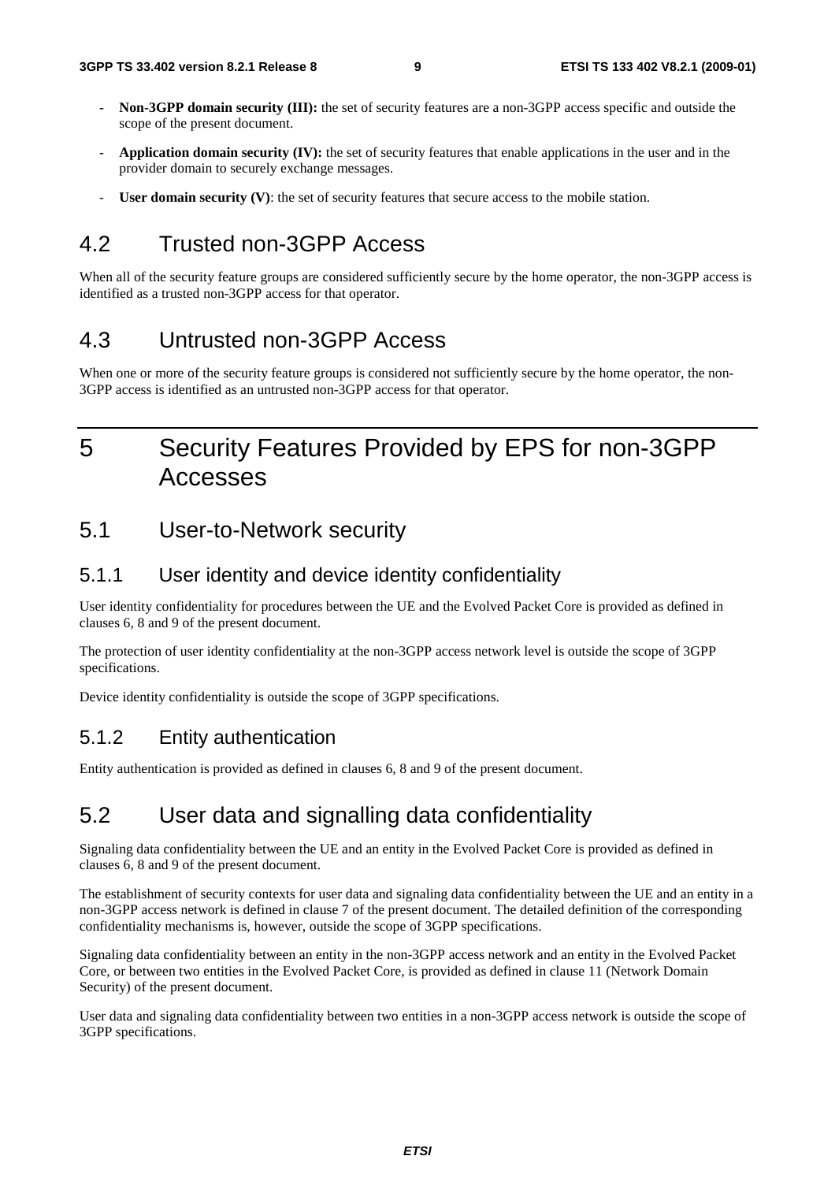- **Non-3GPP domain security (III):** the set of security features are a non-3GPP access specific and outside the scope of the present document.
- **Application domain security (IV):** the set of security features that enable applications in the user and in the provider domain to securely exchange messages.
- **User domain security (V)**: the set of security features that secure access to the mobile station.

## 4.2 Trusted non-3GPP Access

When all of the security feature groups are considered sufficiently secure by the home operator, the non-3GPP access is identified as a trusted non-3GPP access for that operator.

## 4.3 Untrusted non-3GPP Access

When one or more of the security feature groups is considered not sufficiently secure by the home operator, the non-3GPP access is identified as an untrusted non-3GPP access for that operator.

# 5 Security Features Provided by EPS for non-3GPP Accesses

## 5.1 User-to-Network security

### 5.1.1 User identity and device identity confidentiality

User identity confidentiality for procedures between the UE and the Evolved Packet Core is provided as defined in clauses 6, 8 and 9 of the present document.

The protection of user identity confidentiality at the non-3GPP access network level is outside the scope of 3GPP specifications.

Device identity confidentiality is outside the scope of 3GPP specifications.

### 5.1.2 Entity authentication

Entity authentication is provided as defined in clauses 6, 8 and 9 of the present document.

## 5.2 User data and signalling data confidentiality

Signaling data confidentiality between the UE and an entity in the Evolved Packet Core is provided as defined in clauses 6, 8 and 9 of the present document.

The establishment of security contexts for user data and signaling data confidentiality between the UE and an entity in a non-3GPP access network is defined in clause 7 of the present document. The detailed definition of the corresponding confidentiality mechanisms is, however, outside the scope of 3GPP specifications.

Signaling data confidentiality between an entity in the non-3GPP access network and an entity in the Evolved Packet Core, or between two entities in the Evolved Packet Core, is provided as defined in clause 11 (Network Domain Security) of the present document.

User data and signaling data confidentiality between two entities in a non-3GPP access network is outside the scope of 3GPP specifications.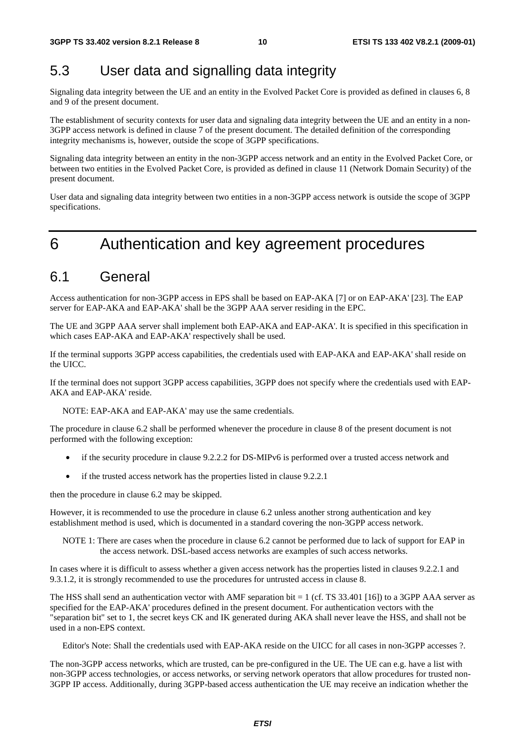## 5.3 User data and signalling data integrity

Signaling data integrity between the UE and an entity in the Evolved Packet Core is provided as defined in clauses 6, 8 and 9 of the present document.

The establishment of security contexts for user data and signaling data integrity between the UE and an entity in a non-3GPP access network is defined in clause 7 of the present document. The detailed definition of the corresponding integrity mechanisms is, however, outside the scope of 3GPP specifications.

Signaling data integrity between an entity in the non-3GPP access network and an entity in the Evolved Packet Core, or between two entities in the Evolved Packet Core, is provided as defined in clause 11 (Network Domain Security) of the present document.

User data and signaling data integrity between two entities in a non-3GPP access network is outside the scope of 3GPP specifications.

# 6 Authentication and key agreement procedures

## 6.1 General

Access authentication for non-3GPP access in EPS shall be based on EAP-AKA [7] or on EAP-AKA' [23]. The EAP server for EAP-AKA and EAP-AKA' shall be the 3GPP AAA server residing in the EPC.

The UE and 3GPP AAA server shall implement both EAP-AKA and EAP-AKA'. It is specified in this specification in which cases EAP-AKA and EAP-AKA' respectively shall be used.

If the terminal supports 3GPP access capabilities, the credentials used with EAP-AKA and EAP-AKA' shall reside on the UICC.

If the terminal does not support 3GPP access capabilities, 3GPP does not specify where the credentials used with EAP-AKA and EAP-AKA' reside.

NOTE: EAP-AKA and EAP-AKA' may use the same credentials.

The procedure in clause 6.2 shall be performed whenever the procedure in clause 8 of the present document is not performed with the following exception:

- if the security procedure in clause 9.2.2.2 for DS-MIPv6 is performed over a trusted access network and
- if the trusted access network has the properties listed in clause 9.2.2.1

then the procedure in clause 6.2 may be skipped.

However, it is recommended to use the procedure in clause 6.2 unless another strong authentication and key establishment method is used, which is documented in a standard covering the non-3GPP access network.

NOTE 1: There are cases when the procedure in clause 6.2 cannot be performed due to lack of support for EAP in the access network. DSL-based access networks are examples of such access networks.

In cases where it is difficult to assess whether a given access network has the properties listed in clauses 9.2.2.1 and 9.3.1.2, it is strongly recommended to use the procedures for untrusted access in clause 8.

The HSS shall send an authentication vector with AMF separation bit = 1 (cf. TS 33.401 [16]) to a 3GPP AAA server as specified for the EAP-AKA' procedures defined in the present document. For authentication vectors with the "separation bit" set to 1, the secret keys CK and IK generated during AKA shall never leave the HSS, and shall not be used in a non-EPS context.

Editor's Note: Shall the credentials used with EAP-AKA reside on the UICC for all cases in non-3GPP accesses ?.

The non-3GPP access networks, which are trusted, can be pre-configured in the UE. The UE can e.g. have a list with non-3GPP access technologies, or access networks, or serving network operators that allow procedures for trusted non-3GPP IP access. Additionally, during 3GPP-based access authentication the UE may receive an indication whether the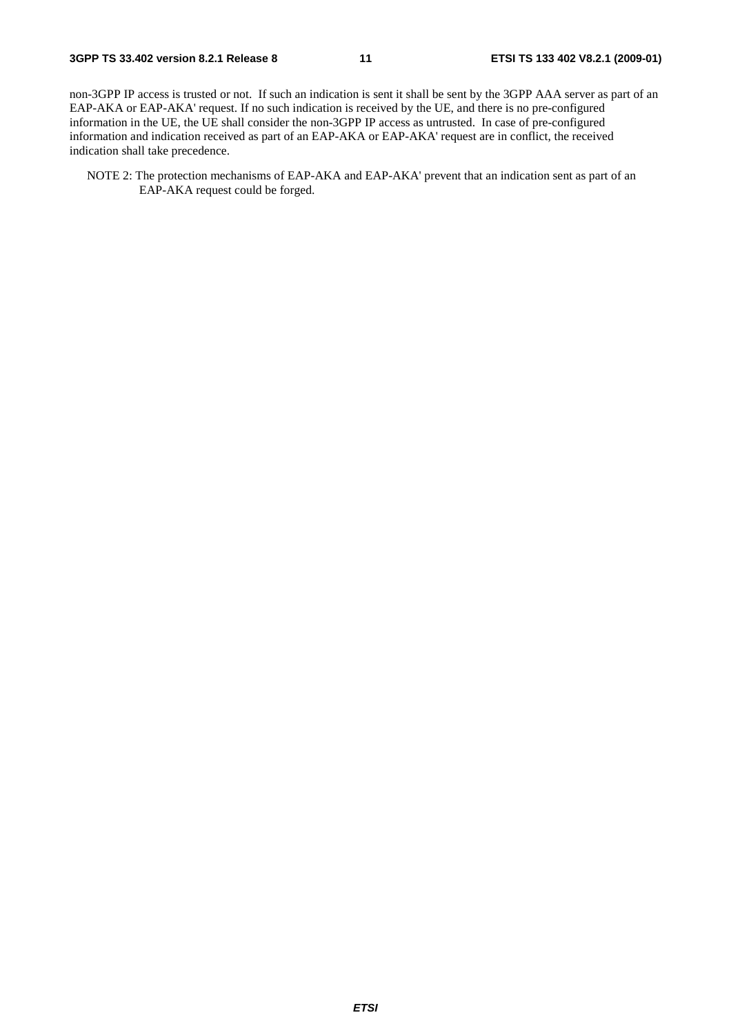non-3GPP IP access is trusted or not. If such an indication is sent it shall be sent by the 3GPP AAA server as part of an EAP-AKA or EAP-AKA' request. If no such indication is received by the UE, and there is no pre-configured information in the UE, the UE shall consider the non-3GPP IP access as untrusted. In case of pre-configured information and indication received as part of an EAP-AKA or EAP-AKA' request are in conflict, the received indication shall take precedence.

NOTE 2: The protection mechanisms of EAP-AKA and EAP-AKA' prevent that an indication sent as part of an EAP-AKA request could be forged.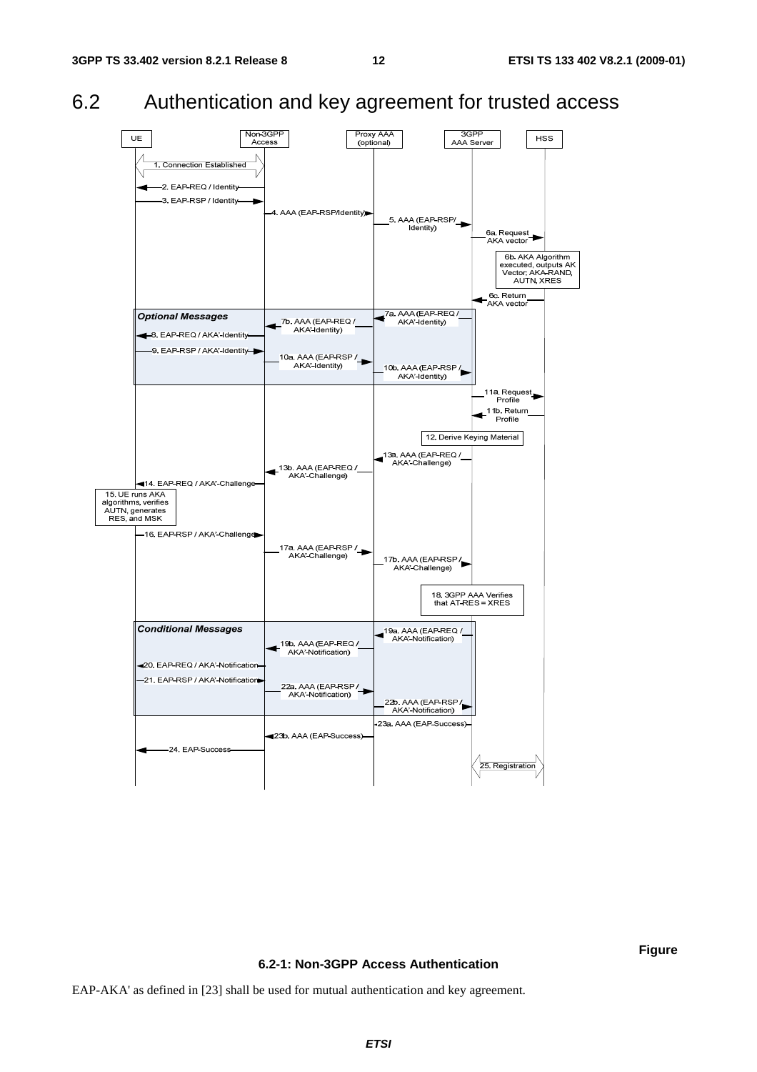## 6.2 Authentication and key agreement for trusted access

**Figure 6.2-1: Non-3GPP Access Authentication**

EAP-AKA' as defined in [23] shall be used for mutual authentication and key agreement.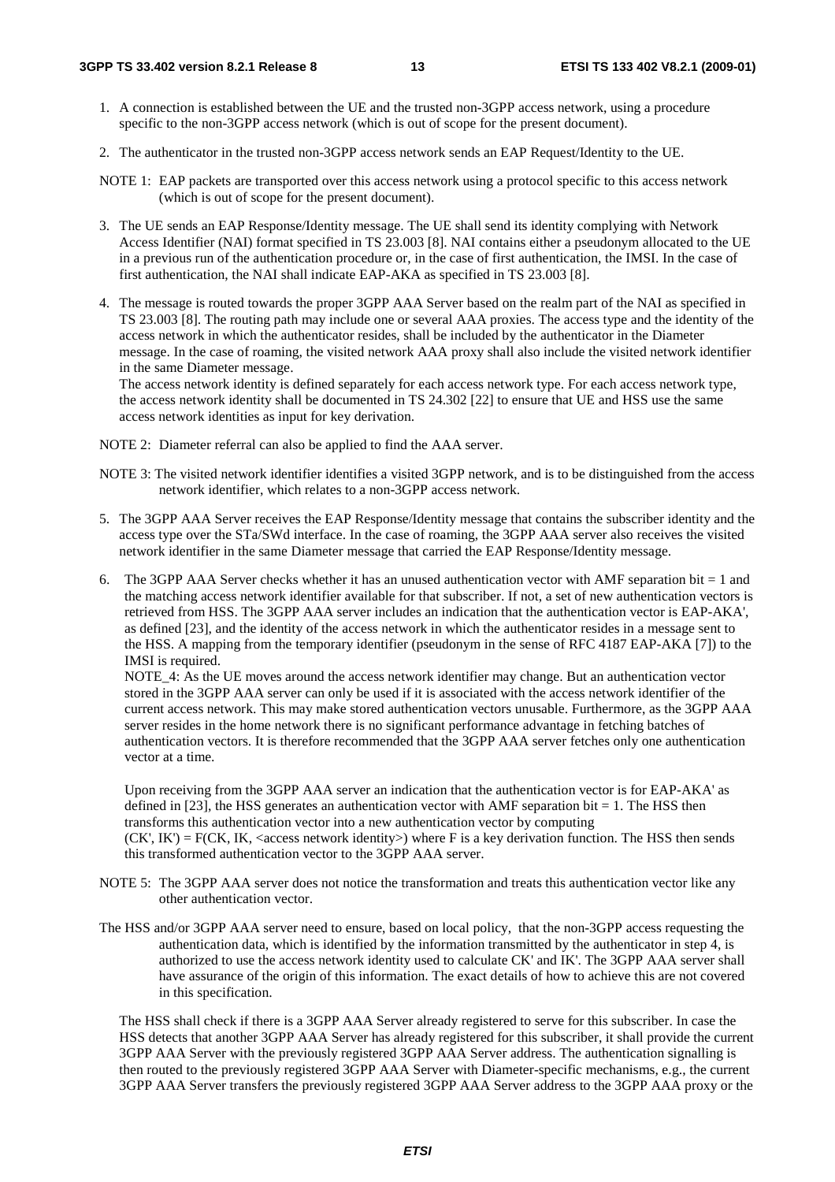1. A connection is established between the UE and the trusted non-3GPP access network, using a procedure specific to the non-3GPP access network (which is out of scope for the present document).

2. The authenticator in the trusted non-3GPP access network sends an EAP Request/Identity to the UE.

NOTE 1: EAP packets are transported over this access network using a protocol specific to this access network (which is out of scope for the present document).

3. The UE sends an EAP Response/Identity message. The UE shall send its identity complying with Network Access Identifier (NAI) format specified in TS 23.003 [8]. NAI contains either a pseudonym allocated to the UE in a previous run of the authentication procedure or, in the case of first authentication, the IMSI. In the case of first authentication, the NAI shall indicate EAP-AKA as specified in TS 23.003 [8].

4. The message is routed towards the proper 3GPP AAA Server based on the realm part of the NAI as specified in TS 23.003 [8]. The routing path may include one or several AAA proxies. The access type and the identity of the access network in which the authenticator resides, shall be included by the authenticator in the Diameter message. In the case of roaming, the visited network AAA proxy shall also include the visited network identifier in the same Diameter message.
   The access network identity is defined separately for each access network type. For each access network type, the access network identity shall be documented in TS 24.302 [22] to ensure that UE and HSS use the same access network identities as input for key derivation.

NOTE 2: Diameter referral can also be applied to find the AAA server.

NOTE 3: The visited network identifier identifies a visited 3GPP network, and is to be distinguished from the access network identifier, which relates to a non-3GPP access network.

5. The 3GPP AAA Server receives the EAP Response/Identity message that contains the subscriber identity and the access type over the STa/SWd interface. In the case of roaming, the 3GPP AAA server also receives the visited network identifier in the same Diameter message that carried the EAP Response/Identity message.

6. The 3GPP AAA Server checks whether it has an unused authentication vector with AMF separation bit = 1 and the matching access network identifier available for that subscriber. If not, a set of new authentication vectors is retrieved from HSS. The 3GPP AAA server includes an indication that the authentication vector is EAP-AKA', as defined [23], and the identity of the access network in which the authenticator resides in a message sent to the HSS. A mapping from the temporary identifier (pseudonym in the sense of RFC 4187 EAP-AKA [7]) to the IMSI is required.
   NOTE_4: As the UE moves around the access network identifier may change. But an authentication vector stored in the 3GPP AAA server can only be used if it is associated with the access network identifier of the current access network. This may make stored authentication vectors unusable. Furthermore, as the 3GPP AAA server resides in the home network there is no significant performance advantage in fetching batches of authentication vectors. It is therefore recommended that the 3GPP AAA server fetches only one authentication vector at a time.

   Upon receiving from the 3GPP AAA server an indication that the authentication vector is for EAP-AKA' as defined in [23], the HSS generates an authentication vector with AMF separation bit = 1. The HSS then transforms this authentication vector into a new authentication vector by computing (CK', IK') = F(CK, IK, <access network identity>) where F is a key derivation function. The HSS then sends this transformed authentication vector to the 3GPP AAA server.

NOTE 5: The 3GPP AAA server does not notice the transformation and treats this authentication vector like any other authentication vector.

The HSS and/or 3GPP AAA server need to ensure, based on local policy, that the non-3GPP access requesting the authentication data, which is identified by the information transmitted by the authenticator in step 4, is authorized to use the access network identity used to calculate CK' and IK'. The 3GPP AAA server shall have assurance of the origin of this information. The exact details of how to achieve this are not covered in this specification.

The HSS shall check if there is a 3GPP AAA Server already registered to serve for this subscriber. In case the HSS detects that another 3GPP AAA Server has already registered for this subscriber, it shall provide the current 3GPP AAA Server with the previously registered 3GPP AAA Server address. The authentication signalling is then routed to the previously registered 3GPP AAA Server with Diameter-specific mechanisms, e.g., the current 3GPP AAA Server transfers the previously registered 3GPP AAA Server address to the 3GPP AAA proxy or the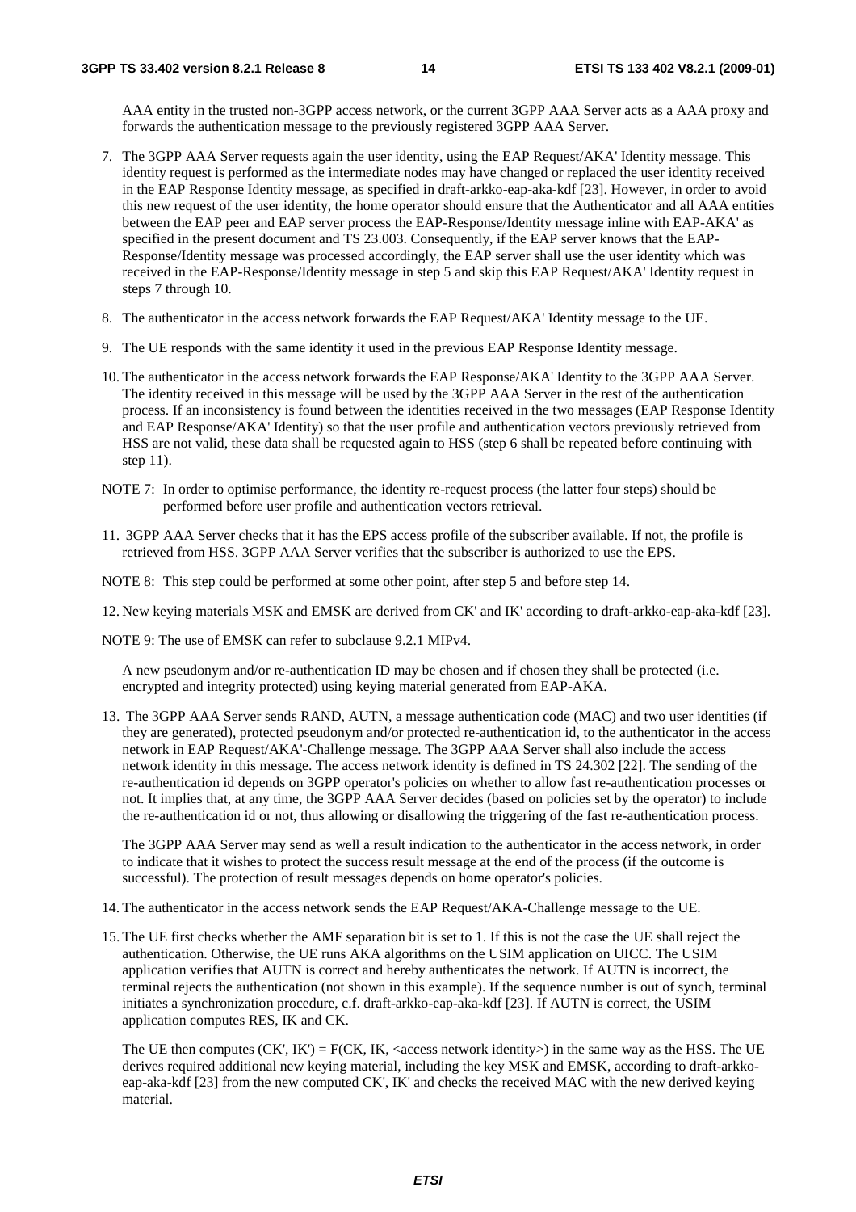AAA entity in the trusted non-3GPP access network, or the current 3GPP AAA Server acts as a AAA proxy and forwards the authentication message to the previously registered 3GPP AAA Server.

7. The 3GPP AAA Server requests again the user identity, using the EAP Request/AKA' Identity message. This identity request is performed as the intermediate nodes may have changed or replaced the user identity received in the EAP Response Identity message, as specified in draft-arkko-eap-aka-kdf [23]. However, in order to avoid this new request of the user identity, the home operator should ensure that the Authenticator and all AAA entities between the EAP peer and EAP server process the EAP-Response/Identity message inline with EAP-AKA' as specified in the present document and TS 23.003. Consequently, if the EAP server knows that the EAP-Response/Identity message was processed accordingly, the EAP server shall use the user identity which was received in the EAP-Response/Identity message in step 5 and skip this EAP Request/AKA' Identity request in steps 7 through 10.

8. The authenticator in the access network forwards the EAP Request/AKA' Identity message to the UE.

9. The UE responds with the same identity it used in the previous EAP Response Identity message.

10. The authenticator in the access network forwards the EAP Response/AKA' Identity to the 3GPP AAA Server. The identity received in this message will be used by the 3GPP AAA Server in the rest of the authentication process. If an inconsistency is found between the identities received in the two messages (EAP Response Identity and EAP Response/AKA' Identity) so that the user profile and authentication vectors previously retrieved from HSS are not valid, these data shall be requested again to HSS (step 6 shall be repeated before continuing with step 11).

NOTE 7: In order to optimise performance, the identity re-request process (the latter four steps) should be performed before user profile and authentication vectors retrieval.

11. 3GPP AAA Server checks that it has the EPS access profile of the subscriber available. If not, the profile is retrieved from HSS. 3GPP AAA Server verifies that the subscriber is authorized to use the EPS.

NOTE 8: This step could be performed at some other point, after step 5 and before step 14.

12. New keying materials MSK and EMSK are derived from CK' and IK' according to draft-arkko-eap-aka-kdf [23].

NOTE 9: The use of EMSK can refer to subclause 9.2.1 MIPv4.

A new pseudonym and/or re-authentication ID may be chosen and if chosen they shall be protected (i.e. encrypted and integrity protected) using keying material generated from EAP-AKA.

13. The 3GPP AAA Server sends RAND, AUTN, a message authentication code (MAC) and two user identities (if they are generated), protected pseudonym and/or protected re-authentication id, to the authenticator in the access network in EAP Request/AKA'-Challenge message. The 3GPP AAA Server shall also include the access network identity in this message. The access network identity is defined in TS 24.302 [22]. The sending of the re-authentication id depends on 3GPP operator's policies on whether to allow fast re-authentication processes or not. It implies that, at any time, the 3GPP AAA Server decides (based on policies set by the operator) to include the re-authentication id or not, thus allowing or disallowing the triggering of the fast re-authentication process.

    The 3GPP AAA Server may send as well a result indication to the authenticator in the access network, in order to indicate that it wishes to protect the success result message at the end of the process (if the outcome is successful). The protection of result messages depends on home operator's policies.

14. The authenticator in the access network sends the EAP Request/AKA-Challenge message to the UE.

15. The UE first checks whether the AMF separation bit is set to 1. If this is not the case the UE shall reject the authentication. Otherwise, the UE runs AKA algorithms on the USIM application on UICC. The USIM application verifies that AUTN is correct and hereby authenticates the network. If AUTN is incorrect, the terminal rejects the authentication (not shown in this example). If the sequence number is out of synch, terminal initiates a synchronization procedure, c.f. draft-arkko-eap-aka-kdf [23]. If AUTN is correct, the USIM application computes RES, IK and CK.

    The UE then computes (CK', IK') = F(CK, IK, <access network identity>) in the same way as the HSS. The UE derives required additional new keying material, including the key MSK and EMSK, according to draft-arkko-eap-aka-kdf [23] from the new computed CK', IK' and checks the received MAC with the new derived keying material.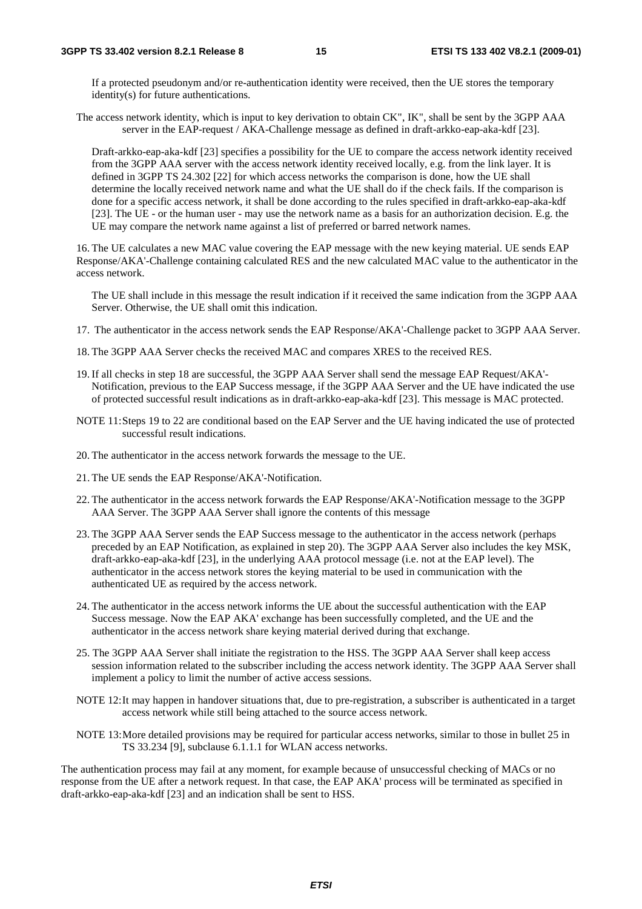If a protected pseudonym and/or re-authentication identity were received, then the UE stores the temporary identity(s) for future authentications.

The access network identity, which is input to key derivation to obtain CK", IK", shall be sent by the 3GPP AAA server in the EAP-request / AKA-Challenge message as defined in draft-arkko-eap-aka-kdf [23].

Draft-arkko-eap-aka-kdf [23] specifies a possibility for the UE to compare the access network identity received from the 3GPP AAA server with the access network identity received locally, e.g. from the link layer. It is defined in 3GPP TS 24.302 [22] for which access networks the comparison is done, how the UE shall determine the locally received network name and what the UE shall do if the check fails. If the comparison is done for a specific access network, it shall be done according to the rules specified in draft-arkko-eap-aka-kdf [23]. The UE - or the human user - may use the network name as a basis for an authorization decision. E.g. the UE may compare the network name against a list of preferred or barred network names.

16. The UE calculates a new MAC value covering the EAP message with the new keying material. UE sends EAP Response/AKA'-Challenge containing calculated RES and the new calculated MAC value to the authenticator in the access network.

    The UE shall include in this message the result indication if it received the same indication from the 3GPP AAA Server. Otherwise, the UE shall omit this indication.

17. The authenticator in the access network sends the EAP Response/AKA'-Challenge packet to 3GPP AAA Server.

18. The 3GPP AAA Server checks the received MAC and compares XRES to the received RES.

19. If all checks in step 18 are successful, the 3GPP AAA Server shall send the message EAP Request/AKA'-Notification, previous to the EAP Success message, if the 3GPP AAA Server and the UE have indicated the use of protected successful result indications as in draft-arkko-eap-aka-kdf [23]. This message is MAC protected.

NOTE 11: Steps 19 to 22 are conditional based on the EAP Server and the UE having indicated the use of protected successful result indications.

20. The authenticator in the access network forwards the message to the UE.

21. The UE sends the EAP Response/AKA'-Notification.

22. The authenticator in the access network forwards the EAP Response/AKA'-Notification message to the 3GPP AAA Server. The 3GPP AAA Server shall ignore the contents of this message

23. The 3GPP AAA Server sends the EAP Success message to the authenticator in the access network (perhaps preceded by an EAP Notification, as explained in step 20). The 3GPP AAA Server also includes the key MSK, draft-arkko-eap-aka-kdf [23], in the underlying AAA protocol message (i.e. not at the EAP level). The authenticator in the access network stores the keying material to be used in communication with the authenticated UE as required by the access network.

24. The authenticator in the access network informs the UE about the successful authentication with the EAP Success message. Now the EAP AKA' exchange has been successfully completed, and the UE and the authenticator in the access network share keying material derived during that exchange.

25. The 3GPP AAA Server shall initiate the registration to the HSS. The 3GPP AAA Server shall keep access session information related to the subscriber including the access network identity. The 3GPP AAA Server shall implement a policy to limit the number of active access sessions.

NOTE 12: It may happen in handover situations that, due to pre-registration, a subscriber is authenticated in a target access network while still being attached to the source access network.

NOTE 13: More detailed provisions may be required for particular access networks, similar to those in bullet 25 in TS 33.234 [9], subclause 6.1.1.1 for WLAN access networks.

The authentication process may fail at any moment, for example because of unsuccessful checking of MACs or no response from the UE after a network request. In that case, the EAP AKA' process will be terminated as specified in draft-arkko-eap-aka-kdf [23] and an indication shall be sent to HSS.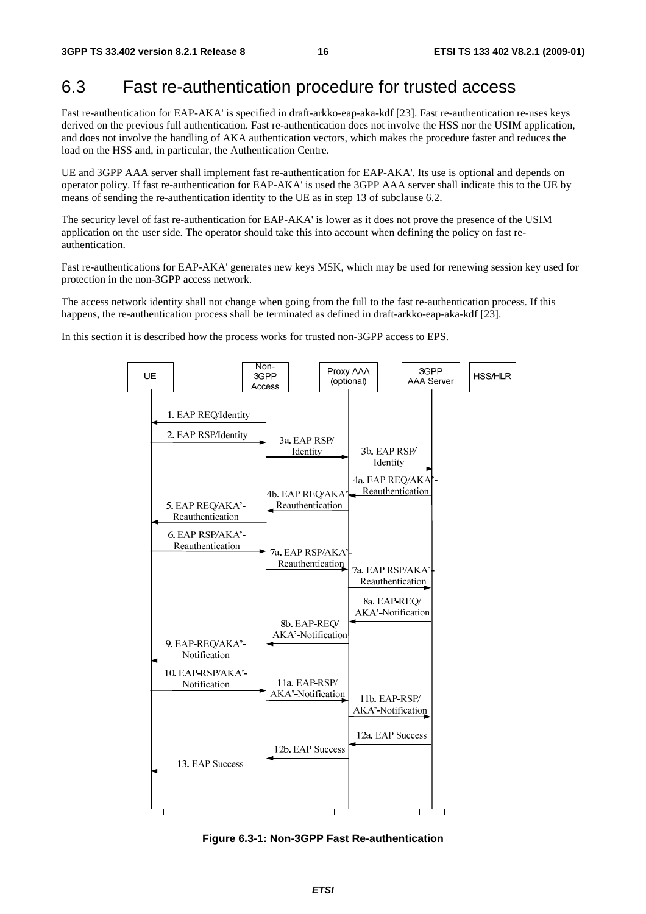## 6.3 Fast re-authentication procedure for trusted access

Fast re-authentication for EAP-AKA' is specified in draft-arkko-eap-aka-kdf [23]. Fast re-authentication re-uses keys derived on the previous full authentication. Fast re-authentication does not involve the HSS nor the USIM application, and does not involve the handling of AKA authentication vectors, which makes the procedure faster and reduces the load on the HSS and, in particular, the Authentication Centre.

UE and 3GPP AAA server shall implement fast re-authentication for EAP-AKA'. Its use is optional and depends on operator policy. If fast re-authentication for EAP-AKA' is used the 3GPP AAA server shall indicate this to the UE by means of sending the re-authentication identity to the UE as in step 13 of subclause 6.2.

The security level of fast re-authentication for EAP-AKA' is lower as it does not prove the presence of the USIM application on the user side. The operator should take this into account when defining the policy on fast re-authentication.

Fast re-authentications for EAP-AKA' generates new keys MSK, which may be used for renewing session key used for protection in the non-3GPP access network.

The access network identity shall not change when going from the full to the fast re-authentication process. If this happens, the re-authentication process shall be terminated as defined in draft-arkko-eap-aka-kdf [23].

In this section it is described how the process works for trusted non-3GPP access to EPS.

**Figure 6.3-1: Non-3GPP Fast Re-authentication**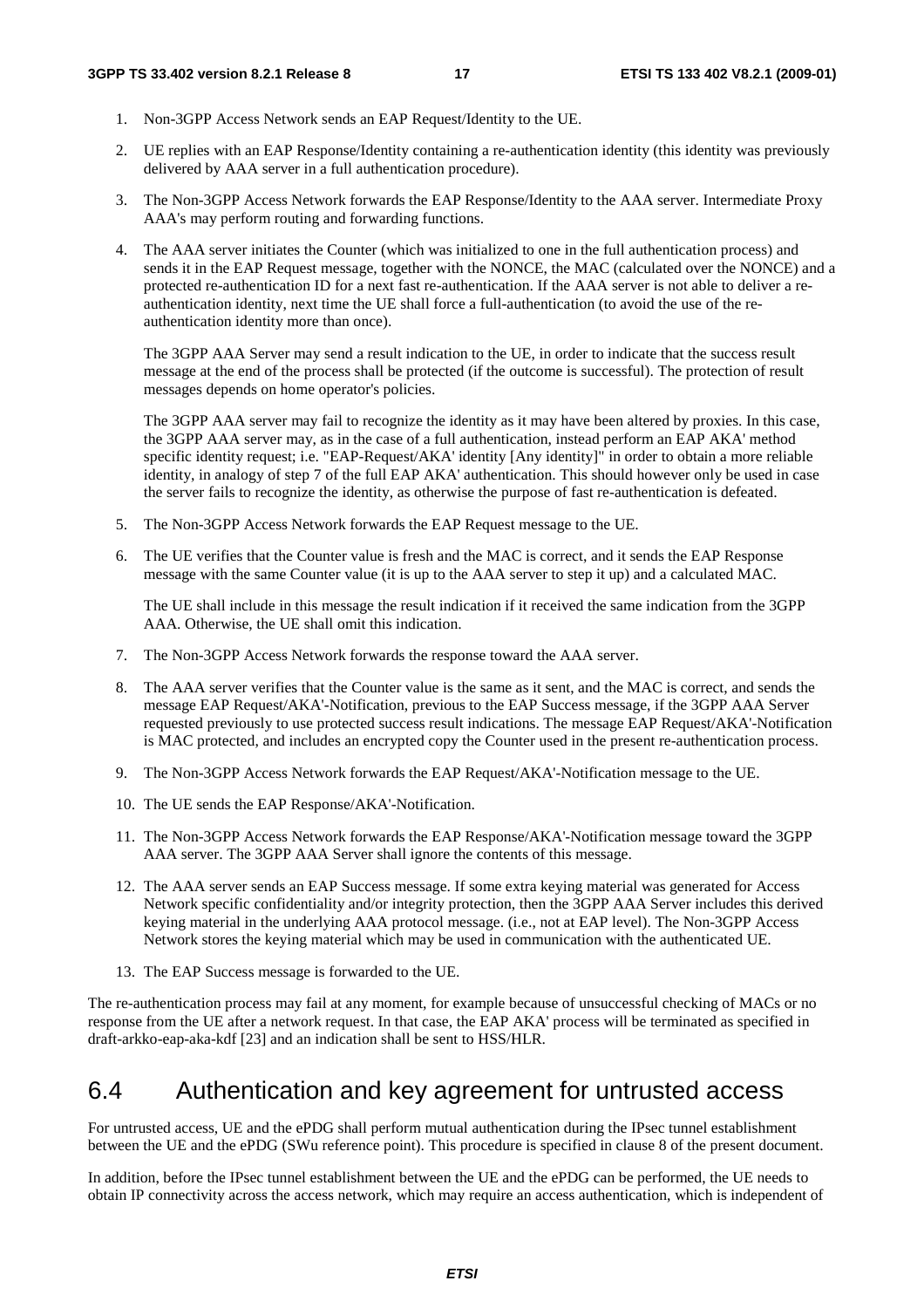1. Non-3GPP Access Network sends an EAP Request/Identity to the UE.

2. UE replies with an EAP Response/Identity containing a re-authentication identity (this identity was previously delivered by AAA server in a full authentication procedure).

3. The Non-3GPP Access Network forwards the EAP Response/Identity to the AAA server. Intermediate Proxy AAA's may perform routing and forwarding functions.

4. The AAA server initiates the Counter (which was initialized to one in the full authentication process) and sends it in the EAP Request message, together with the NONCE, the MAC (calculated over the NONCE) and a protected re-authentication ID for a next fast re-authentication. If the AAA server is not able to deliver a re-authentication identity, next time the UE shall force a full-authentication (to avoid the use of the re-authentication identity more than once).

   The 3GPP AAA Server may send a result indication to the UE, in order to indicate that the success result message at the end of the process shall be protected (if the outcome is successful). The protection of result messages depends on home operator's policies.

   The 3GPP AAA server may fail to recognize the identity as it may have been altered by proxies. In this case, the 3GPP AAA server may, as in the case of a full authentication, instead perform an EAP AKA' method specific identity request; i.e. "EAP-Request/AKA' identity [Any identity]" in order to obtain a more reliable identity, in analogy of step 7 of the full EAP AKA' authentication. This should however only be used in case the server fails to recognize the identity, as otherwise the purpose of fast re-authentication is defeated.

5. The Non-3GPP Access Network forwards the EAP Request message to the UE.

6. The UE verifies that the Counter value is fresh and the MAC is correct, and it sends the EAP Response message with the same Counter value (it is up to the AAA server to step it up) and a calculated MAC.

   The UE shall include in this message the result indication if it received the same indication from the 3GPP AAA. Otherwise, the UE shall omit this indication.

7. The Non-3GPP Access Network forwards the response toward the AAA server.

8. The AAA server verifies that the Counter value is the same as it sent, and the MAC is correct, and sends the message EAP Request/AKA'-Notification, previous to the EAP Success message, if the 3GPP AAA Server requested previously to use protected success result indications. The message EAP Request/AKA'-Notification is MAC protected, and includes an encrypted copy the Counter used in the present re-authentication process.

9. The Non-3GPP Access Network forwards the EAP Request/AKA'-Notification message to the UE.

10. The UE sends the EAP Response/AKA'-Notification.

11. The Non-3GPP Access Network forwards the EAP Response/AKA'-Notification message toward the 3GPP AAA server. The 3GPP AAA Server shall ignore the contents of this message.

12. The AAA server sends an EAP Success message. If some extra keying material was generated for Access Network specific confidentiality and/or integrity protection, then the 3GPP AAA Server includes this derived keying material in the underlying AAA protocol message. (i.e., not at EAP level). The Non-3GPP Access Network stores the keying material which may be used in communication with the authenticated UE.

13. The EAP Success message is forwarded to the UE.

The re-authentication process may fail at any moment, for example because of unsuccessful checking of MACs or no response from the UE after a network request. In that case, the EAP AKA' process will be terminated as specified in draft-arkko-eap-aka-kdf [23] and an indication shall be sent to HSS/HLR.

## 6.4 Authentication and key agreement for untrusted access

For untrusted access, UE and the ePDG shall perform mutual authentication during the IPsec tunnel establishment between the UE and the ePDG (SWu reference point). This procedure is specified in clause 8 of the present document.

In addition, before the IPsec tunnel establishment between the UE and the ePDG can be performed, the UE needs to obtain IP connectivity across the access network, which may require an access authentication, which is independent of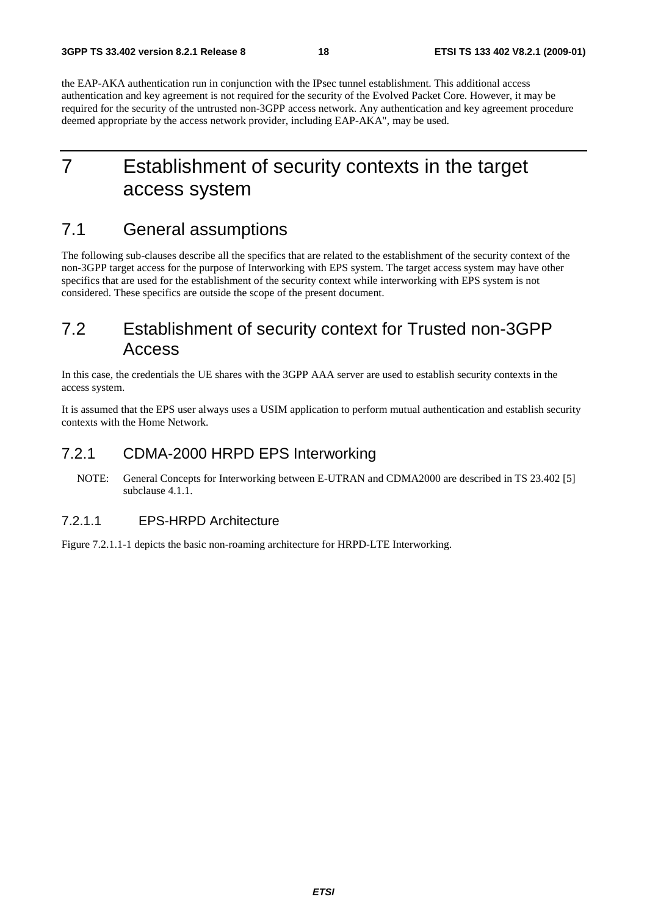the EAP-AKA authentication run in conjunction with the IPsec tunnel establishment. This additional access authentication and key agreement is not required for the security of the Evolved Packet Core. However, it may be required for the security of the untrusted non-3GPP access network. Any authentication and key agreement procedure deemed appropriate by the access network provider, including EAP-AKA', may be used.

# 7 Establishment of security contexts in the target access system

## 7.1 General assumptions

The following sub-clauses describe all the specifics that are related to the establishment of the security context of the non-3GPP target access for the purpose of Interworking with EPS system. The target access system may have other specifics that are used for the establishment of the security context while interworking with EPS system is not considered. These specifics are outside the scope of the present document.

## 7.2 Establishment of security context for Trusted non-3GPP Access

In this case, the credentials the UE shares with the 3GPP AAA server are used to establish security contexts in the access system.

It is assumed that the EPS user always uses a USIM application to perform mutual authentication and establish security contexts with the Home Network.

### 7.2.1 CDMA-2000 HRPD EPS Interworking

NOTE: General Concepts for Interworking between E-UTRAN and CDMA2000 are described in TS 23.402 [5] subclause 4.1.1.

#### 7.2.1.1 EPS-HRPD Architecture

Figure 7.2.1.1-1 depicts the basic non-roaming architecture for HRPD-LTE Interworking.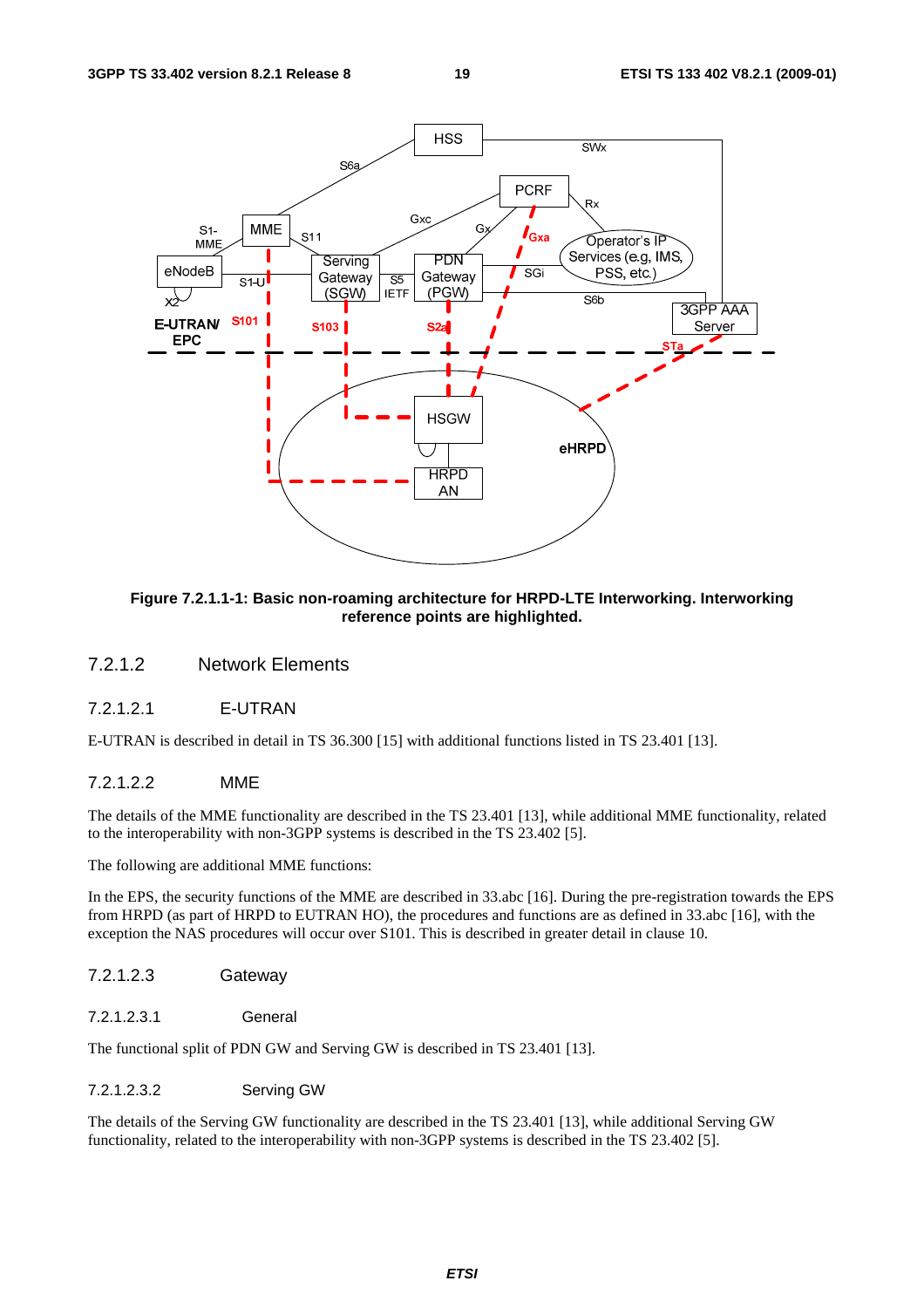Figure 7.2.1.1-1: Basic non-roaming architecture for HRPD-LTE Interworking. Interworking reference points are highlighted.

### 7.2.1.2 Network Elements

#### 7.2.1.2.1 E-UTRAN

E-UTRAN is described in detail in TS 36.300 [15] with additional functions listed in TS 23.401 [13].

#### 7.2.1.2.2 MME

The details of the MME functionality are described in the TS 23.401 [13], while additional MME functionality, related to the interoperability with non-3GPP systems is described in the TS 23.402 [5].

The following are additional MME functions:

In the EPS, the security functions of the MME are described in 33.abc [16]. During the pre-registration towards the EPS from HRPD (as part of HRPD to EUTRAN HO), the procedures and functions are as defined in 33.abc [16], with the exception the NAS procedures will occur over S101. This is described in greater detail in clause 10.

#### 7.2.1.2.3 Gateway

##### 7.2.1.2.3.1 General

The functional split of PDN GW and Serving GW is described in TS 23.401 [13].

##### 7.2.1.2.3.2 Serving GW

The details of the Serving GW functionality are described in the TS 23.401 [13], while additional Serving GW functionality, related to the interoperability with non-3GPP systems is described in the TS 23.402 [5].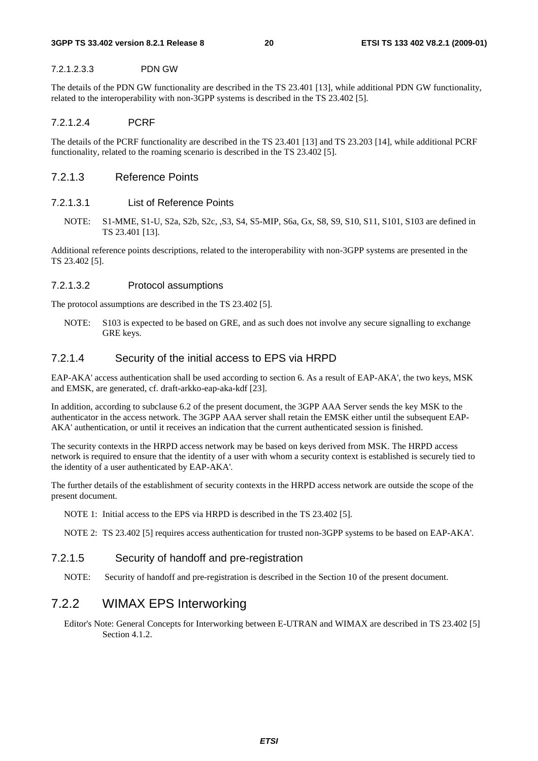#### 7.2.1.2.3.3 PDN GW

The details of the PDN GW functionality are described in the TS 23.401 [13], while additional PDN GW functionality, related to the interoperability with non-3GPP systems is described in the TS 23.402 [5].

#### 7.2.1.2.4 PCRF

The details of the PCRF functionality are described in the TS 23.401 [13] and TS 23.203 [14], while additional PCRF functionality, related to the roaming scenario is described in the TS 23.402 [5].

### 7.2.1.3 Reference Points

#### 7.2.1.3.1 List of Reference Points

NOTE: S1-MME, S1-U, S2a, S2b, S2c, ,S3, S4, S5-MIP, S6a, Gx, S8, S9, S10, S11, S101, S103 are defined in TS 23.401 [13].

Additional reference points descriptions, related to the interoperability with non-3GPP systems are presented in the TS 23.402 [5].

#### 7.2.1.3.2 Protocol assumptions

The protocol assumptions are described in the TS 23.402 [5].

NOTE: S103 is expected to be based on GRE, and as such does not involve any secure signalling to exchange GRE keys.

### 7.2.1.4 Security of the initial access to EPS via HRPD

EAP-AKA' access authentication shall be used according to section 6. As a result of EAP-AKA', the two keys, MSK and EMSK, are generated, cf. draft-arkko-eap-aka-kdf [23].

In addition, according to subclause 6.2 of the present document, the 3GPP AAA Server sends the key MSK to the authenticator in the access network. The 3GPP AAA server shall retain the EMSK either until the subsequent EAP-AKA' authentication, or until it receives an indication that the current authenticated session is finished.

The security contexts in the HRPD access network may be based on keys derived from MSK. The HRPD access network is required to ensure that the identity of a user with whom a security context is established is securely tied to the identity of a user authenticated by EAP-AKA'.

The further details of the establishment of security contexts in the HRPD access network are outside the scope of the present document.

NOTE 1: Initial access to the EPS via HRPD is described in the TS 23.402 [5].

NOTE 2: TS 23.402 [5] requires access authentication for trusted non-3GPP systems to be based on EAP-AKA'.

### 7.2.1.5 Security of handoff and pre-registration

NOTE: Security of handoff and pre-registration is described in the Section 10 of the present document.

## 7.2.2 WIMAX EPS Interworking

Editor's Note: General Concepts for Interworking between E-UTRAN and WIMAX are described in TS 23.402 [5] Section 4.1.2.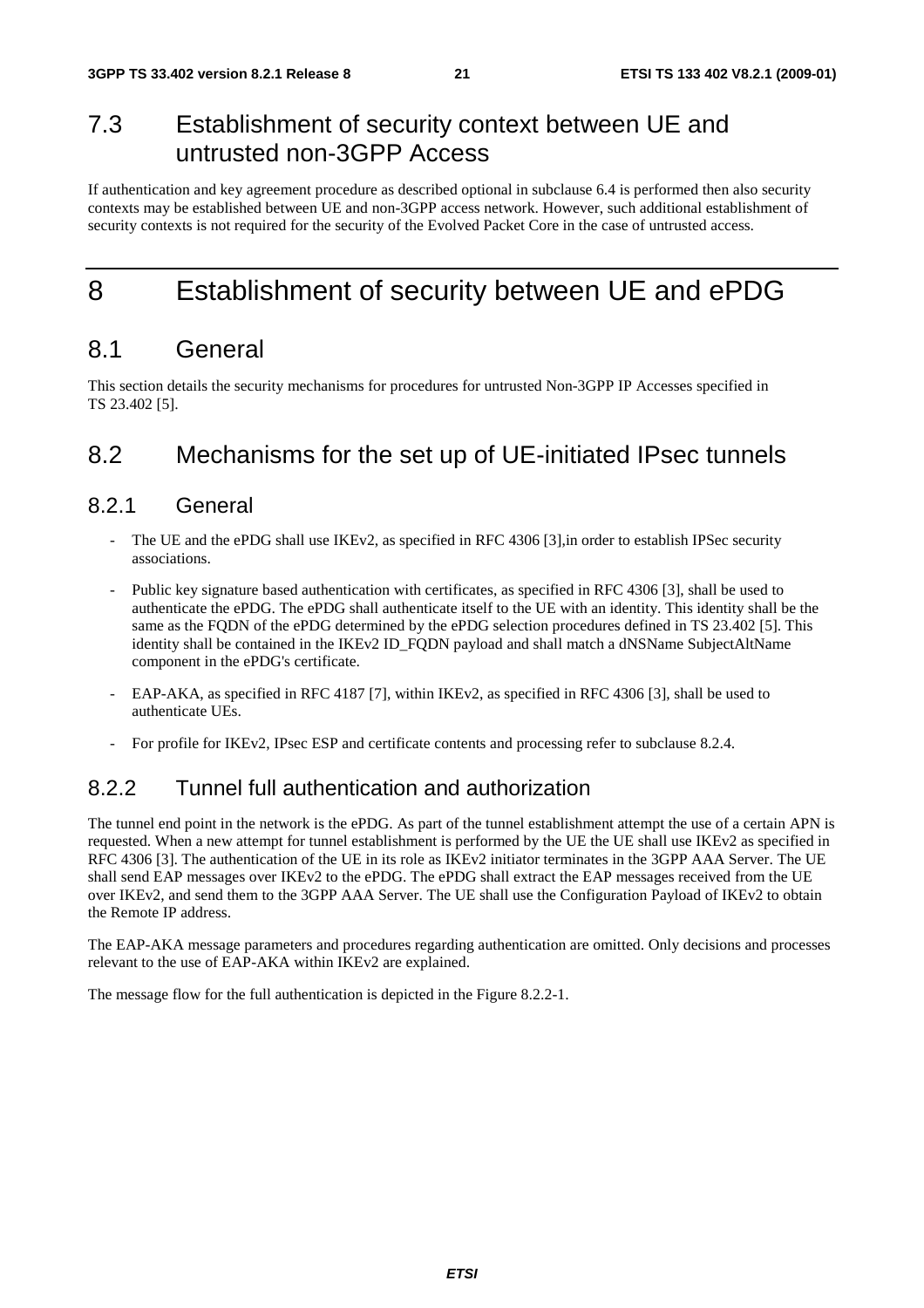## 7.3 Establishment of security context between UE and untrusted non-3GPP Access

If authentication and key agreement procedure as described optional in subclause 6.4 is performed then also security contexts may be established between UE and non-3GPP access network. However, such additional establishment of security contexts is not required for the security of the Evolved Packet Core in the case of untrusted access.

# 8 Establishment of security between UE and ePDG

## 8.1 General

This section details the security mechanisms for procedures for untrusted Non-3GPP IP Accesses specified in TS 23.402 [5].

## 8.2 Mechanisms for the set up of UE-initiated IPsec tunnels

### 8.2.1 General

- The UE and the ePDG shall use IKEv2, as specified in RFC 4306 [3],in order to establish IPSec security associations.
- Public key signature based authentication with certificates, as specified in RFC 4306 [3], shall be used to authenticate the ePDG. The ePDG shall authenticate itself to the UE with an identity. This identity shall be the same as the FQDN of the ePDG determined by the ePDG selection procedures defined in TS 23.402 [5]. This identity shall be contained in the IKEv2 ID_FQDN payload and shall match a dNSName SubjectAltName component in the ePDG's certificate.
- EAP-AKA, as specified in RFC 4187 [7], within IKEv2, as specified in RFC 4306 [3], shall be used to authenticate UEs.
- For profile for IKEv2, IPsec ESP and certificate contents and processing refer to subclause 8.2.4.

### 8.2.2 Tunnel full authentication and authorization

The tunnel end point in the network is the ePDG. As part of the tunnel establishment attempt the use of a certain APN is requested. When a new attempt for tunnel establishment is performed by the UE the UE shall use IKEv2 as specified in RFC 4306 [3]. The authentication of the UE in its role as IKEv2 initiator terminates in the 3GPP AAA Server. The UE shall send EAP messages over IKEv2 to the ePDG. The ePDG shall extract the EAP messages received from the UE over IKEv2, and send them to the 3GPP AAA Server. The UE shall use the Configuration Payload of IKEv2 to obtain the Remote IP address.

The EAP-AKA message parameters and procedures regarding authentication are omitted. Only decisions and processes relevant to the use of EAP-AKA within IKEv2 are explained.

The message flow for the full authentication is depicted in the Figure 8.2.2-1.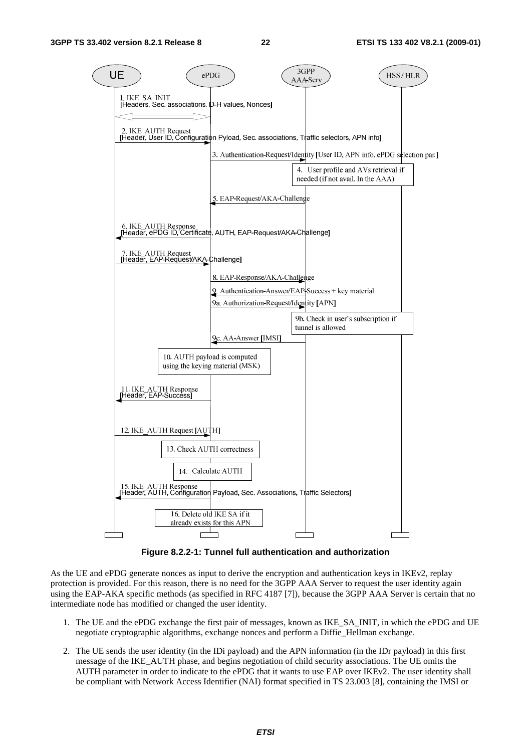Figure 8.2.2-1: Tunnel full authentication and authorization

As the UE and ePDG generate nonces as input to derive the encryption and authentication keys in IKEv2, replay protection is provided. For this reason, there is no need for the 3GPP AAA Server to request the user identity again using the EAP-AKA specific methods (as specified in RFC 4187 [7]), because the 3GPP AAA Server is certain that no intermediate node has modified or changed the user identity.

1. The UE and the ePDG exchange the first pair of messages, known as IKE_SA_INIT, in which the ePDG and UE negotiate cryptographic algorithms, exchange nonces and perform a Diffie_Hellman exchange.

2. The UE sends the user identity (in the IDi payload) and the APN information (in the IDr payload) in this first message of the IKE_AUTH phase, and begins negotiation of child security associations. The UE omits the AUTH parameter in order to indicate to the ePDG that it wants to use EAP over IKEv2. The user identity shall be compliant with Network Access Identifier (NAI) format specified in TS 23.003 [8], containing the IMSI or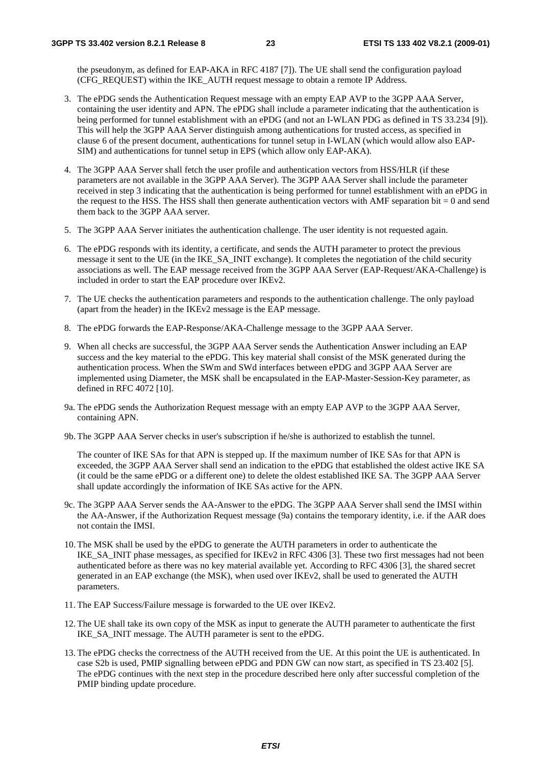the pseudonym, as defined for EAP-AKA in RFC 4187 [7]). The UE shall send the configuration payload (CFG_REQUEST) within the IKE_AUTH request message to obtain a remote IP Address.

3. The ePDG sends the Authentication Request message with an empty EAP AVP to the 3GPP AAA Server, containing the user identity and APN. The ePDG shall include a parameter indicating that the authentication is being performed for tunnel establishment with an ePDG (and not an I-WLAN PDG as defined in TS 33.234 [9]). This will help the 3GPP AAA Server distinguish among authentications for trusted access, as specified in clause 6 of the present document, authentications for tunnel setup in I-WLAN (which would allow also EAP-SIM) and authentications for tunnel setup in EPS (which allow only EAP-AKA).

4. The 3GPP AAA Server shall fetch the user profile and authentication vectors from HSS/HLR (if these parameters are not available in the 3GPP AAA Server). The 3GPP AAA Server shall include the parameter received in step 3 indicating that the authentication is being performed for tunnel establishment with an ePDG in the request to the HSS. The HSS shall then generate authentication vectors with AMF separation bit = 0 and send them back to the 3GPP AAA server.

5. The 3GPP AAA Server initiates the authentication challenge. The user identity is not requested again.

6. The ePDG responds with its identity, a certificate, and sends the AUTH parameter to protect the previous message it sent to the UE (in the IKE_SA_INIT exchange). It completes the negotiation of the child security associations as well. The EAP message received from the 3GPP AAA Server (EAP-Request/AKA-Challenge) is included in order to start the EAP procedure over IKEv2.

7. The UE checks the authentication parameters and responds to the authentication challenge. The only payload (apart from the header) in the IKEv2 message is the EAP message.

8. The ePDG forwards the EAP-Response/AKA-Challenge message to the 3GPP AAA Server.

9. When all checks are successful, the 3GPP AAA Server sends the Authentication Answer including an EAP success and the key material to the ePDG. This key material shall consist of the MSK generated during the authentication process. When the SWm and SWd interfaces between ePDG and 3GPP AAA Server are implemented using Diameter, the MSK shall be encapsulated in the EAP-Master-Session-Key parameter, as defined in RFC 4072 [10].

9a. The ePDG sends the Authorization Request message with an empty EAP AVP to the 3GPP AAA Server, containing APN.

9b. The 3GPP AAA Server checks in user's subscription if he/she is authorized to establish the tunnel.

    The counter of IKE SAs for that APN is stepped up. If the maximum number of IKE SAs for that APN is exceeded, the 3GPP AAA Server shall send an indication to the ePDG that established the oldest active IKE SA (it could be the same ePDG or a different one) to delete the oldest established IKE SA. The 3GPP AAA Server shall update accordingly the information of IKE SAs active for the APN.

9c. The 3GPP AAA Server sends the AA-Answer to the ePDG. The 3GPP AAA Server shall send the IMSI within the AA-Answer, if the Authorization Request message (9a) contains the temporary identity, i.e. if the AAR does not contain the IMSI.

10. The MSK shall be used by the ePDG to generate the AUTH parameters in order to authenticate the IKE_SA_INIT phase messages, as specified for IKEv2 in RFC 4306 [3]. These two first messages had not been authenticated before as there was no key material available yet. According to RFC 4306 [3], the shared secret generated in an EAP exchange (the MSK), when used over IKEv2, shall be used to generated the AUTH parameters.

11. The EAP Success/Failure message is forwarded to the UE over IKEv2.

12. The UE shall take its own copy of the MSK as input to generate the AUTH parameter to authenticate the first IKE_SA_INIT message. The AUTH parameter is sent to the ePDG.

13. The ePDG checks the correctness of the AUTH received from the UE. At this point the UE is authenticated. In case S2b is used, PMIP signalling between ePDG and PDN GW can now start, as specified in TS 23.402 [5]. The ePDG continues with the next step in the procedure described here only after successful completion of the PMIP binding update procedure.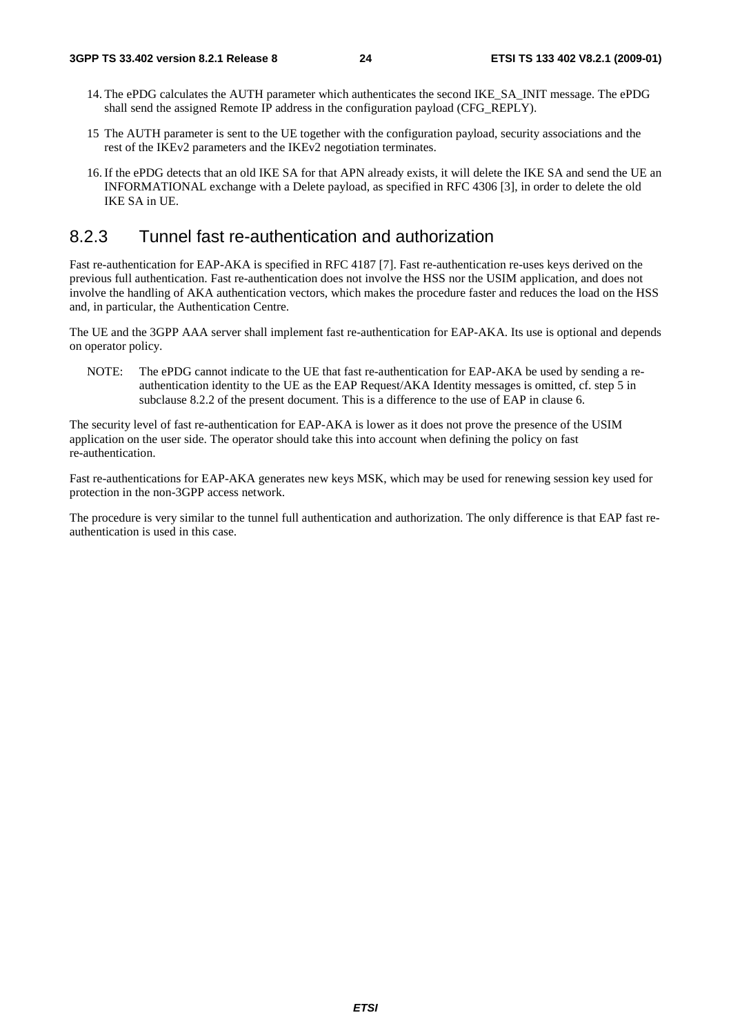14. The ePDG calculates the AUTH parameter which authenticates the second IKE_SA_INIT message. The ePDG shall send the assigned Remote IP address in the configuration payload (CFG_REPLY).

15 The AUTH parameter is sent to the UE together with the configuration payload, security associations and the rest of the IKEv2 parameters and the IKEv2 negotiation terminates.

16. If the ePDG detects that an old IKE SA for that APN already exists, it will delete the IKE SA and send the UE an INFORMATIONAL exchange with a Delete payload, as specified in RFC 4306 [3], in order to delete the old IKE SA in UE.

### 8.2.3 Tunnel fast re-authentication and authorization

Fast re-authentication for EAP-AKA is specified in RFC 4187 [7]. Fast re-authentication re-uses keys derived on the previous full authentication. Fast re-authentication does not involve the HSS nor the USIM application, and does not involve the handling of AKA authentication vectors, which makes the procedure faster and reduces the load on the HSS and, in particular, the Authentication Centre.

The UE and the 3GPP AAA server shall implement fast re-authentication for EAP-AKA. Its use is optional and depends on operator policy.

NOTE: The ePDG cannot indicate to the UE that fast re-authentication for EAP-AKA be used by sending a re-authentication identity to the UE as the EAP Request/AKA Identity messages is omitted, cf. step 5 in subclause 8.2.2 of the present document. This is a difference to the use of EAP in clause 6.

The security level of fast re-authentication for EAP-AKA is lower as it does not prove the presence of the USIM application on the user side. The operator should take this into account when defining the policy on fast re-authentication.

Fast re-authentications for EAP-AKA generates new keys MSK, which may be used for renewing session key used for protection in the non-3GPP access network.

The procedure is very similar to the tunnel full authentication and authorization. The only difference is that EAP fast re-authentication is used in this case.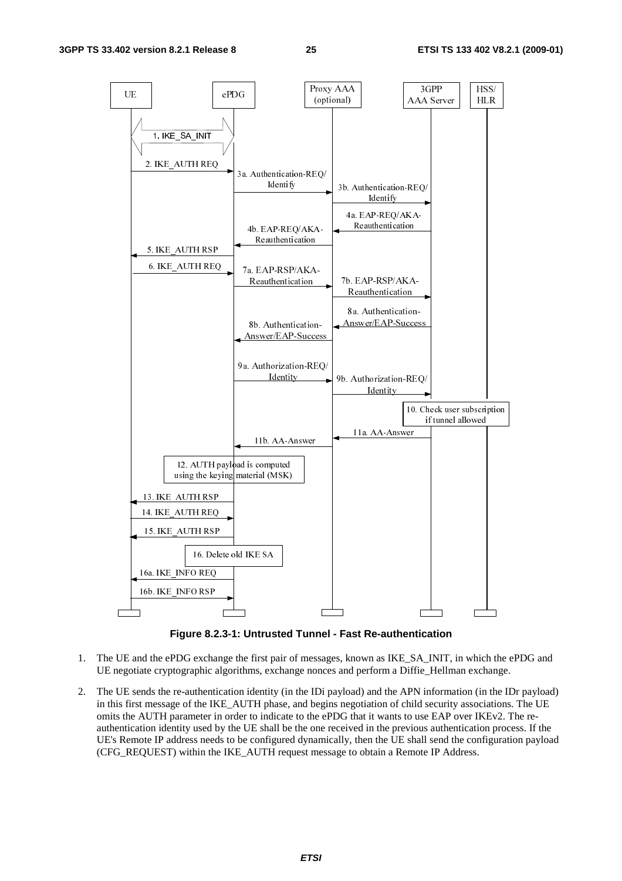**Figure 8.2.3-1: Untrusted Tunnel - Fast Re-authentication**

1. The UE and the ePDG exchange the first pair of messages, known as IKE_SA_INIT, in which the ePDG and UE negotiate cryptographic algorithms, exchange nonces and perform a Diffie_Hellman exchange.

2. The UE sends the re-authentication identity (in the IDi payload) and the APN information (in the IDr payload) in this first message of the IKE_AUTH phase, and begins negotiation of child security associations. The UE omits the AUTH parameter in order to indicate to the ePDG that it wants to use EAP over IKEv2. The re-authentication identity used by the UE shall be the one received in the previous authentication process. If the UE's Remote IP address needs to be configured dynamically, then the UE shall send the configuration payload (CFG_REQUEST) within the IKE_AUTH request message to obtain a Remote IP Address.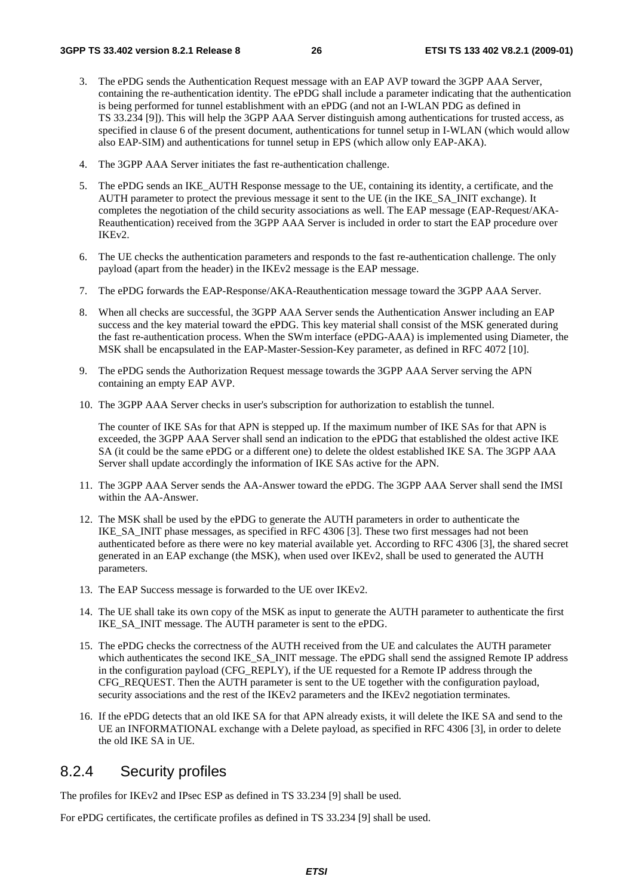3. The ePDG sends the Authentication Request message with an EAP AVP toward the 3GPP AAA Server, containing the re-authentication identity. The ePDG shall include a parameter indicating that the authentication is being performed for tunnel establishment with an ePDG (and not an I-WLAN PDG as defined in TS 33.234 [9]). This will help the 3GPP AAA Server distinguish among authentications for trusted access, as specified in clause 6 of the present document, authentications for tunnel setup in I-WLAN (which would allow also EAP-SIM) and authentications for tunnel setup in EPS (which allow only EAP-AKA).

4. The 3GPP AAA Server initiates the fast re-authentication challenge.

5. The ePDG sends an IKE_AUTH Response message to the UE, containing its identity, a certificate, and the AUTH parameter to protect the previous message it sent to the UE (in the IKE_SA_INIT exchange). It completes the negotiation of the child security associations as well. The EAP message (EAP-Request/AKA-Reauthentication) received from the 3GPP AAA Server is included in order to start the EAP procedure over IKEv2.

6. The UE checks the authentication parameters and responds to the fast re-authentication challenge. The only payload (apart from the header) in the IKEv2 message is the EAP message.

7. The ePDG forwards the EAP-Response/AKA-Reauthentication message toward the 3GPP AAA Server.

8. When all checks are successful, the 3GPP AAA Server sends the Authentication Answer including an EAP success and the key material toward the ePDG. This key material shall consist of the MSK generated during the fast re-authentication process. When the SWm interface (ePDG-AAA) is implemented using Diameter, the MSK shall be encapsulated in the EAP-Master-Session-Key parameter, as defined in RFC 4072 [10].

9. The ePDG sends the Authorization Request message towards the 3GPP AAA Server serving the APN containing an empty EAP AVP.

10. The 3GPP AAA Server checks in user's subscription for authorization to establish the tunnel.

    The counter of IKE SAs for that APN is stepped up. If the maximum number of IKE SAs for that APN is exceeded, the 3GPP AAA Server shall send an indication to the ePDG that established the oldest active IKE SA (it could be the same ePDG or a different one) to delete the oldest established IKE SA. The 3GPP AAA Server shall update accordingly the information of IKE SAs active for the APN.

11. The 3GPP AAA Server sends the AA-Answer toward the ePDG. The 3GPP AAA Server shall send the IMSI within the AA-Answer.

12. The MSK shall be used by the ePDG to generate the AUTH parameters in order to authenticate the IKE_SA_INIT phase messages, as specified in RFC 4306 [3]. These two first messages had not been authenticated before as there were no key material available yet. According to RFC 4306 [3], the shared secret generated in an EAP exchange (the MSK), when used over IKEv2, shall be used to generated the AUTH parameters.

13. The EAP Success message is forwarded to the UE over IKEv2.

14. The UE shall take its own copy of the MSK as input to generate the AUTH parameter to authenticate the first IKE_SA_INIT message. The AUTH parameter is sent to the ePDG.

15. The ePDG checks the correctness of the AUTH received from the UE and calculates the AUTH parameter which authenticates the second IKE_SA_INIT message. The ePDG shall send the assigned Remote IP address in the configuration payload (CFG_REPLY), if the UE requested for a Remote IP address through the CFG_REQUEST. Then the AUTH parameter is sent to the UE together with the configuration payload, security associations and the rest of the IKEv2 parameters and the IKEv2 negotiation terminates.

16. If the ePDG detects that an old IKE SA for that APN already exists, it will delete the IKE SA and send to the UE an INFORMATIONAL exchange with a Delete payload, as specified in RFC 4306 [3], in order to delete the old IKE SA in UE.

### 8.2.4 Security profiles

The profiles for IKEv2 and IPsec ESP as defined in TS 33.234 [9] shall be used.

For ePDG certificates, the certificate profiles as defined in TS 33.234 [9] shall be used.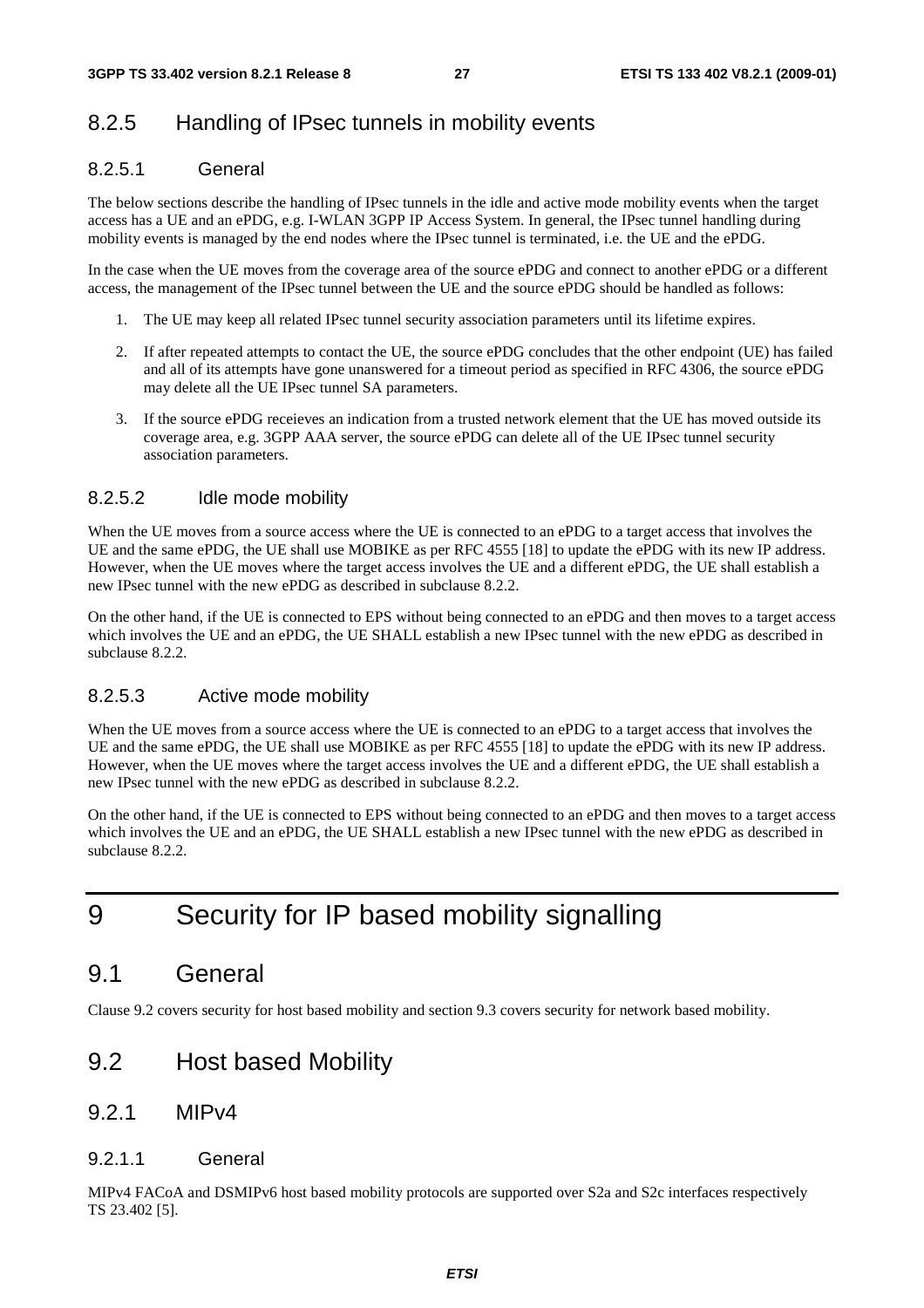### 8.2.5 Handling of IPsec tunnels in mobility events

#### 8.2.5.1 General

The below sections describe the handling of IPsec tunnels in the idle and active mode mobility events when the target access has a UE and an ePDG, e.g. I-WLAN 3GPP IP Access System. In general, the IPsec tunnel handling during mobility events is managed by the end nodes where the IPsec tunnel is terminated, i.e. the UE and the ePDG.

In the case when the UE moves from the coverage area of the source ePDG and connect to another ePDG or a different access, the management of the IPsec tunnel between the UE and the source ePDG should be handled as follows:

1. The UE may keep all related IPsec tunnel security association parameters until its lifetime expires.
2. If after repeated attempts to contact the UE, the source ePDG concludes that the other endpoint (UE) has failed and all of its attempts have gone unanswered for a timeout period as specified in RFC 4306, the source ePDG may delete all the UE IPsec tunnel SA parameters.
3. If the source ePDG receieves an indication from a trusted network element that the UE has moved outside its coverage area, e.g. 3GPP AAA server, the source ePDG can delete all of the UE IPsec tunnel security association parameters.

#### 8.2.5.2 Idle mode mobility

When the UE moves from a source access where the UE is connected to an ePDG to a target access that involves the UE and the same ePDG, the UE shall use MOBIKE as per RFC 4555 [18] to update the ePDG with its new IP address. However, when the UE moves where the target access involves the UE and a different ePDG, the UE shall establish a new IPsec tunnel with the new ePDG as described in subclause 8.2.2.

On the other hand, if the UE is connected to EPS without being connected to an ePDG and then moves to a target access which involves the UE and an ePDG, the UE SHALL establish a new IPsec tunnel with the new ePDG as described in subclause 8.2.2.

#### 8.2.5.3 Active mode mobility

When the UE moves from a source access where the UE is connected to an ePDG to a target access that involves the UE and the same ePDG, the UE shall use MOBIKE as per RFC 4555 [18] to update the ePDG with its new IP address. However, when the UE moves where the target access involves the UE and a different ePDG, the UE shall establish a new IPsec tunnel with the new ePDG as described in subclause 8.2.2.

On the other hand, if the UE is connected to EPS without being connected to an ePDG and then moves to a target access which involves the UE and an ePDG, the UE SHALL establish a new IPsec tunnel with the new ePDG as described in subclause 8.2.2.

# 9 Security for IP based mobility signalling

## 9.1 General

Clause 9.2 covers security for host based mobility and section 9.3 covers security for network based mobility.

## 9.2 Host based Mobility

### 9.2.1 MIPv4

#### 9.2.1.1 General

MIPv4 FACoA and DSMIPv6 host based mobility protocols are supported over S2a and S2c interfaces respectively TS 23.402 [5].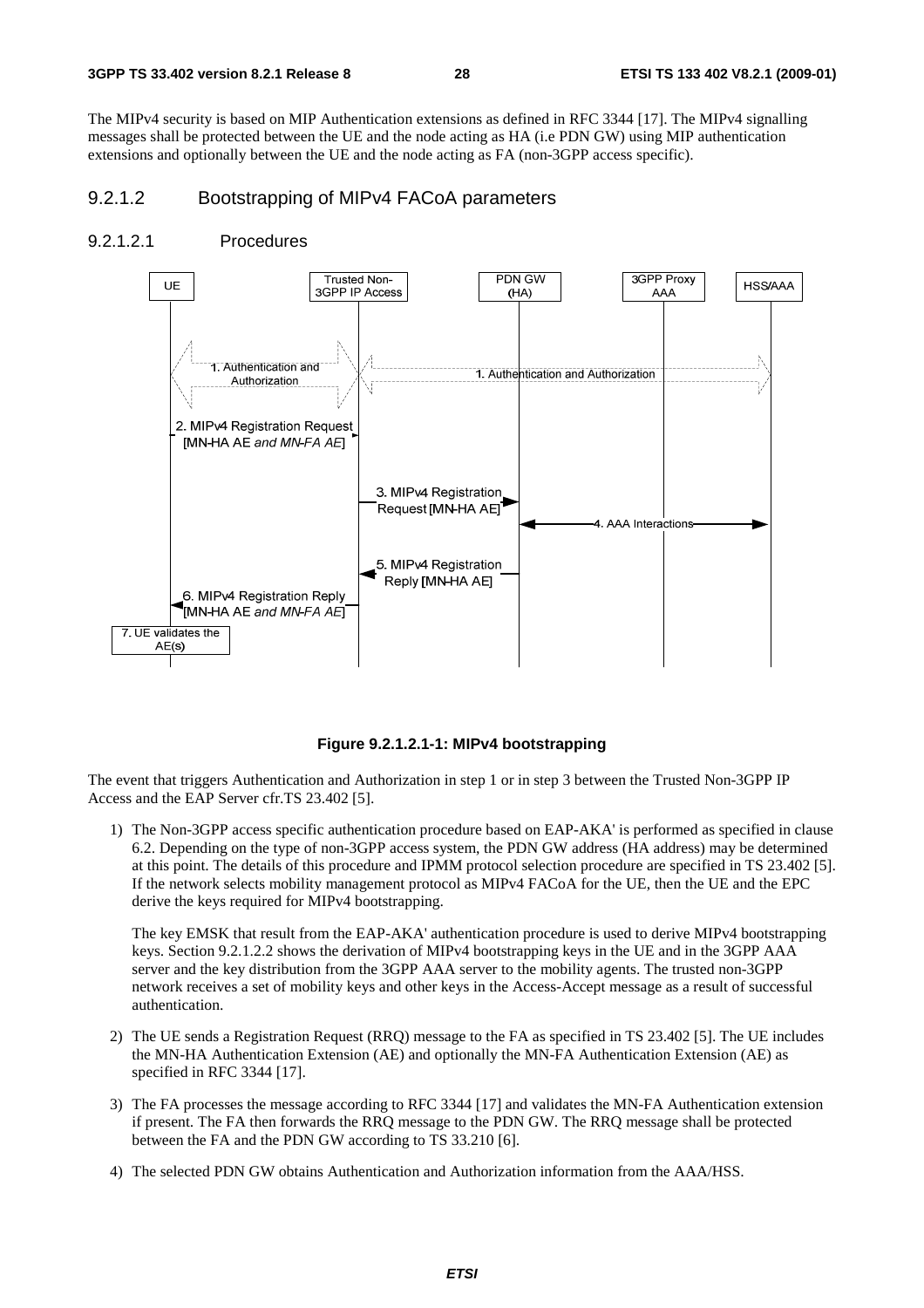The MIPv4 security is based on MIP Authentication extensions as defined in RFC 3344 [17]. The MIPv4 signalling messages shall be protected between the UE and the node acting as HA (i.e PDN GW) using MIP authentication extensions and optionally between the UE and the node acting as FA (non-3GPP access specific).

#### 9.2.1.2 Bootstrapping of MIPv4 FACoA parameters

##### 9.2.1.2.1 Procedures

**Figure 9.2.1.2.1-1: MIPv4 bootstrapping**

The event that triggers Authentication and Authorization in step 1 or in step 3 between the Trusted Non-3GPP IP Access and the EAP Server cfr.TS 23.402 [5].

1) The Non-3GPP access specific authentication procedure based on EAP-AKA' is performed as specified in clause 6.2. Depending on the type of non-3GPP access system, the PDN GW address (HA address) may be determined at this point. The details of this procedure and IPMM protocol selection procedure are specified in TS 23.402 [5]. If the network selects mobility management protocol as MIPv4 FACoA for the UE, then the UE and the EPC derive the keys required for MIPv4 bootstrapping.

   The key EMSK that result from the EAP-AKA' authentication procedure is used to derive MIPv4 bootstrapping keys. Section 9.2.1.2.2 shows the derivation of MIPv4 bootstrapping keys in the UE and in the 3GPP AAA server and the key distribution from the 3GPP AAA server to the mobility agents. The trusted non-3GPP network receives a set of mobility keys and other keys in the Access-Accept message as a result of successful authentication.

2) The UE sends a Registration Request (RRQ) message to the FA as specified in TS 23.402 [5]. The UE includes the MN-HA Authentication Extension (AE) and optionally the MN-FA Authentication Extension (AE) as specified in RFC 3344 [17].

3) The FA processes the message according to RFC 3344 [17] and validates the MN-FA Authentication extension if present. The FA then forwards the RRQ message to the PDN GW. The RRQ message shall be protected between the FA and the PDN GW according to TS 33.210 [6].

4) The selected PDN GW obtains Authentication and Authorization information from the AAA/HSS.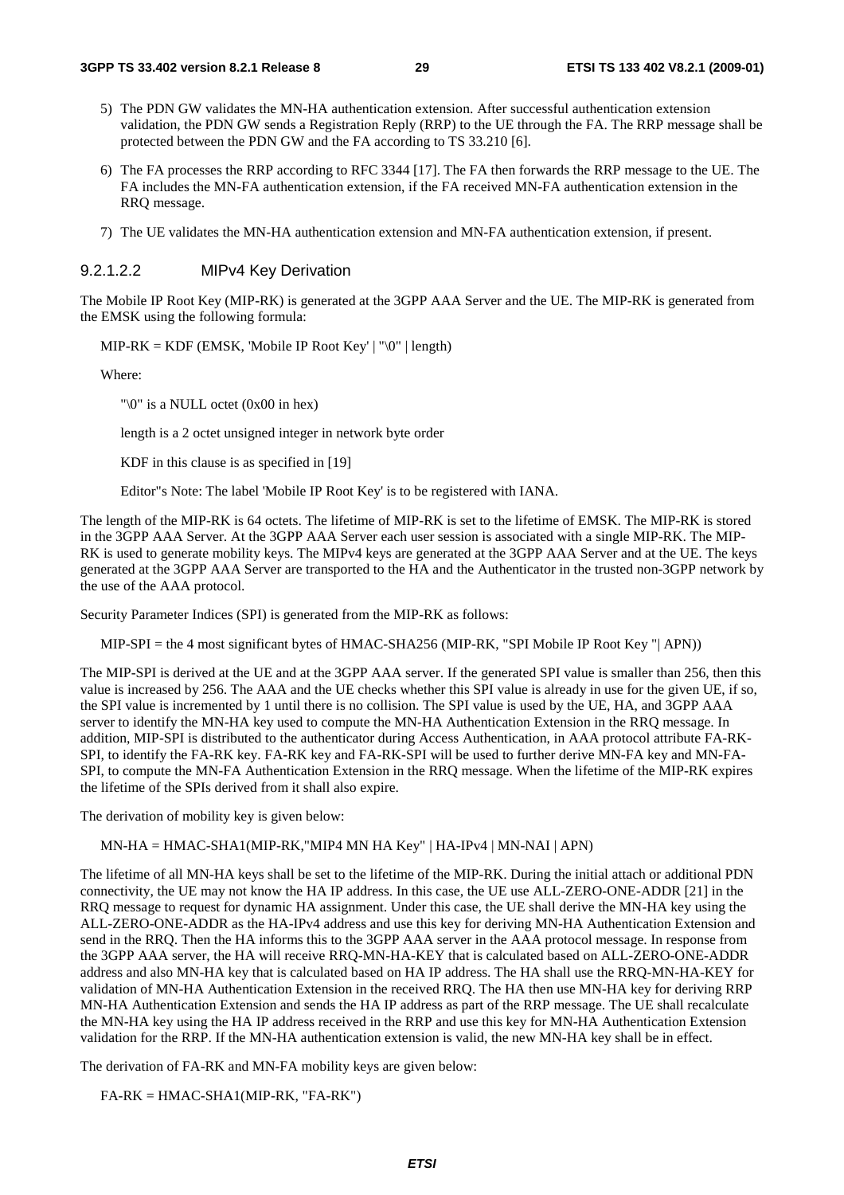5) The PDN GW validates the MN-HA authentication extension. After successful authentication extension validation, the PDN GW sends a Registration Reply (RRP) to the UE through the FA. The RRP message shall be protected between the PDN GW and the FA according to TS 33.210 [6].

6) The FA processes the RRP according to RFC 3344 [17]. The FA then forwards the RRP message to the UE. The FA includes the MN-FA authentication extension, if the FA received MN-FA authentication extension in the RRQ message.

7) The UE validates the MN-HA authentication extension and MN-FA authentication extension, if present.

#### 9.2.1.2.2 MIPv4 Key Derivation

The Mobile IP Root Key (MIP-RK) is generated at the 3GPP AAA Server and the UE. The MIP-RK is generated from the EMSK using the following formula:

MIP-RK = KDF (EMSK, 'Mobile IP Root Key' | "\0" | length)

Where:

"\0" is a NULL octet (0x00 in hex)

length is a 2 octet unsigned integer in network byte order

KDF in this clause is as specified in [19]

Editor"s Note: The label 'Mobile IP Root Key' is to be registered with IANA.

The length of the MIP-RK is 64 octets. The lifetime of MIP-RK is set to the lifetime of EMSK. The MIP-RK is stored in the 3GPP AAA Server. At the 3GPP AAA Server each user session is associated with a single MIP-RK. The MIP-RK is used to generate mobility keys. The MIPv4 keys are generated at the 3GPP AAA Server and at the UE. The keys generated at the 3GPP AAA Server are transported to the HA and the Authenticator in the trusted non-3GPP network by the use of the AAA protocol.

Security Parameter Indices (SPI) is generated from the MIP-RK as follows:

MIP-SPI = the 4 most significant bytes of HMAC-SHA256 (MIP-RK, "SPI Mobile IP Root Key "| APN))

The MIP-SPI is derived at the UE and at the 3GPP AAA server. If the generated SPI value is smaller than 256, then this value is increased by 256. The AAA and the UE checks whether this SPI value is already in use for the given UE, if so, the SPI value is incremented by 1 until there is no collision. The SPI value is used by the UE, HA, and 3GPP AAA server to identify the MN-HA key used to compute the MN-HA Authentication Extension in the RRQ message. In addition, MIP-SPI is distributed to the authenticator during Access Authentication, in AAA protocol attribute FA-RK-SPI, to identify the FA-RK key. FA-RK key and FA-RK-SPI will be used to further derive MN-FA key and MN-FA-SPI, to compute the MN-FA Authentication Extension in the RRQ message. When the lifetime of the MIP-RK expires the lifetime of the SPIs derived from it shall also expire.

The derivation of mobility key is given below:

MN-HA = HMAC-SHA1(MIP-RK,"MIP4 MN HA Key" | HA-IPv4 | MN-NAI | APN)

The lifetime of all MN-HA keys shall be set to the lifetime of the MIP-RK. During the initial attach or additional PDN connectivity, the UE may not know the HA IP address. In this case, the UE use ALL-ZERO-ONE-ADDR [21] in the RRQ message to request for dynamic HA assignment. Under this case, the UE shall derive the MN-HA key using the ALL-ZERO-ONE-ADDR as the HA-IPv4 address and use this key for deriving MN-HA Authentication Extension and send in the RRQ. Then the HA informs this to the 3GPP AAA server in the AAA protocol message. In response from the 3GPP AAA server, the HA will receive RRQ-MN-HA-KEY that is calculated based on ALL-ZERO-ONE-ADDR address and also MN-HA key that is calculated based on HA IP address. The HA shall use the RRQ-MN-HA-KEY for validation of MN-HA Authentication Extension in the received RRQ. The HA then use MN-HA key for deriving RRP MN-HA Authentication Extension and sends the HA IP address as part of the RRP message. The UE shall recalculate the MN-HA key using the HA IP address received in the RRP and use this key for MN-HA Authentication Extension validation for the RRP. If the MN-HA authentication extension is valid, the new MN-HA key shall be in effect.

The derivation of FA-RK and MN-FA mobility keys are given below:

FA-RK = HMAC-SHA1(MIP-RK, "FA-RK")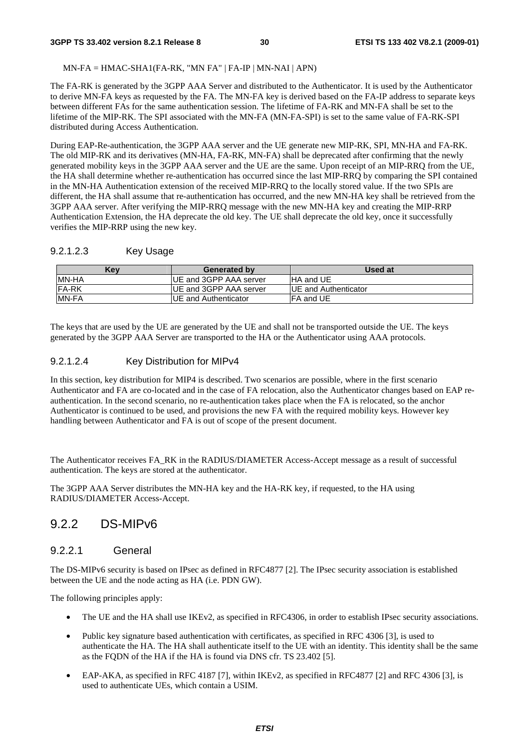MN-FA = HMAC-SHA1(FA-RK, "MN FA" | FA-IP | MN-NAI | APN)

The FA-RK is generated by the 3GPP AAA Server and distributed to the Authenticator. It is used by the Authenticator to derive MN-FA keys as requested by the FA. The MN-FA key is derived based on the FA-IP address to separate keys between different FAs for the same authentication session. The lifetime of FA-RK and MN-FA shall be set to the lifetime of the MIP-RK. The SPI associated with the MN-FA (MN-FA-SPI) is set to the same value of FA-RK-SPI distributed during Access Authentication.

During EAP-Re-authentication, the 3GPP AAA server and the UE generate new MIP-RK, SPI, MN-HA and FA-RK. The old MIP-RK and its derivatives (MN-HA, FA-RK, MN-FA) shall be deprecated after confirming that the newly generated mobility keys in the 3GPP AAA server and the UE are the same. Upon receipt of an MIP-RRQ from the UE, the HA shall determine whether re-authentication has occurred since the last MIP-RRQ by comparing the SPI contained in the MN-HA Authentication extension of the received MIP-RRQ to the locally stored value. If the two SPIs are different, the HA shall assume that re-authentication has occurred, and the new MN-HA key shall be retrieved from the 3GPP AAA server. After verifying the MIP-RRQ message with the new MN-HA key and creating the MIP-RRP Authentication Extension, the HA deprecate the old key. The UE shall deprecate the old key, once it successfully verifies the MIP-RRP using the new key.

#### 9.2.1.2.3 Key Usage

| Key | Generated by | Used at |
|---|---|---|
| MN-HA | UE and 3GPP AAA server | HA and UE |
| FA-RK | UE and 3GPP AAA server | UE and Authenticator |
| MN-FA | UE and Authenticator | FA and UE |

The keys that are used by the UE are generated by the UE and shall not be transported outside the UE. The keys generated by the 3GPP AAA Server are transported to the HA or the Authenticator using AAA protocols.

#### 9.2.1.2.4 Key Distribution for MIPv4

In this section, key distribution for MIP4 is described. Two scenarios are possible, where in the first scenario Authenticator and FA are co-located and in the case of FA relocation, also the Authenticator changes based on EAP re-authentication. In the second scenario, no re-authentication takes place when the FA is relocated, so the anchor Authenticator is continued to be used, and provisions the new FA with the required mobility keys. However key handling between Authenticator and FA is out of scope of the present document.

The Authenticator receives FA_RK in the RADIUS/DIAMETER Access-Accept message as a result of successful authentication. The keys are stored at the authenticator.

The 3GPP AAA Server distributes the MN-HA key and the HA-RK key, if requested, to the HA using RADIUS/DIAMETER Access-Accept.

## 9.2.2 DS-MIPv6

### 9.2.2.1 General

The DS-MIPv6 security is based on IPsec as defined in RFC4877 [2]. The IPsec security association is established between the UE and the node acting as HA (i.e. PDN GW).

The following principles apply:

- The UE and the HA shall use IKEv2, as specified in RFC4306, in order to establish IPsec security associations.
- Public key signature based authentication with certificates, as specified in RFC 4306 [3], is used to authenticate the HA. The HA shall authenticate itself to the UE with an identity. This identity shall be the same as the FQDN of the HA if the HA is found via DNS cfr. TS 23.402 [5].
- EAP-AKA, as specified in RFC 4187 [7], within IKEv2, as specified in RFC4877 [2] and RFC 4306 [3], is used to authenticate UEs, which contain a USIM.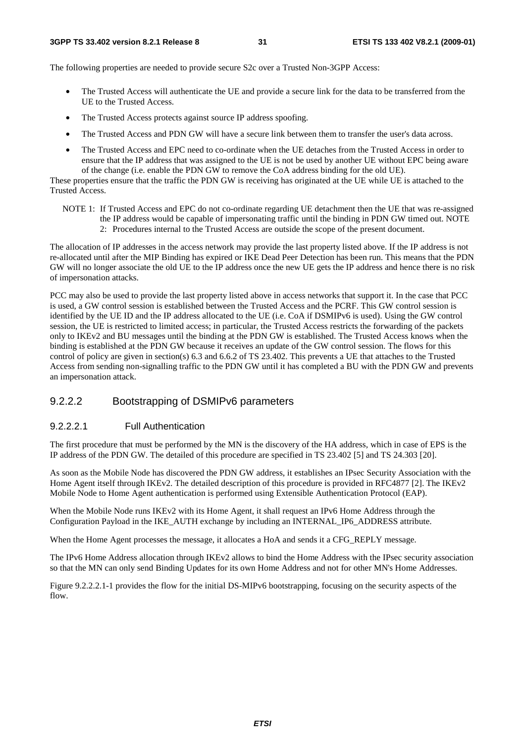The following properties are needed to provide secure S2c over a Trusted Non-3GPP Access:

- The Trusted Access will authenticate the UE and provide a secure link for the data to be transferred from the UE to the Trusted Access.
- The Trusted Access protects against source IP address spoofing.
- The Trusted Access and PDN GW will have a secure link between them to transfer the user's data across.
- The Trusted Access and EPC need to co-ordinate when the UE detaches from the Trusted Access in order to ensure that the IP address that was assigned to the UE is not be used by another UE without EPC being aware of the change (i.e. enable the PDN GW to remove the CoA address binding for the old UE).

These properties ensure that the traffic the PDN GW is receiving has originated at the UE while UE is attached to the Trusted Access.

NOTE 1: If Trusted Access and EPC do not co-ordinate regarding UE detachment then the UE that was re-assigned the IP address would be capable of impersonating traffic until the binding in PDN GW timed out.

NOTE 2: Procedures internal to the Trusted Access are outside the scope of the present document.

The allocation of IP addresses in the access network may provide the last property listed above. If the IP address is not re-allocated until after the MIP Binding has expired or IKE Dead Peer Detection has been run. This means that the PDN GW will no longer associate the old UE to the IP address once the new UE gets the IP address and hence there is no risk of impersonation attacks.

PCC may also be used to provide the last property listed above in access networks that support it. In the case that PCC is used, a GW control session is established between the Trusted Access and the PCRF. This GW control session is identified by the UE ID and the IP address allocated to the UE (i.e. CoA if DSMIPv6 is used). Using the GW control session, the UE is restricted to limited access; in particular, the Trusted Access restricts the forwarding of the packets only to IKEv2 and BU messages until the binding at the PDN GW is established. The Trusted Access knows when the binding is established at the PDN GW because it receives an update of the GW control session. The flows for this control of policy are given in section(s) 6.3 and 6.6.2 of TS 23.402. This prevents a UE that attaches to the Trusted Access from sending non-signalling traffic to the PDN GW until it has completed a BU with the PDN GW and prevents an impersonation attack.

### 9.2.2.2 Bootstrapping of DSMIPv6 parameters

#### 9.2.2.2.1 Full Authentication

The first procedure that must be performed by the MN is the discovery of the HA address, which in case of EPS is the IP address of the PDN GW. The detailed of this procedure are specified in TS 23.402 [5] and TS 24.303 [20].

As soon as the Mobile Node has discovered the PDN GW address, it establishes an IPsec Security Association with the Home Agent itself through IKEv2. The detailed description of this procedure is provided in RFC4877 [2]. The IKEv2 Mobile Node to Home Agent authentication is performed using Extensible Authentication Protocol (EAP).

When the Mobile Node runs IKEv2 with its Home Agent, it shall request an IPv6 Home Address through the Configuration Payload in the IKE_AUTH exchange by including an INTERNAL_IP6_ADDRESS attribute.

When the Home Agent processes the message, it allocates a HoA and sends it a CFG_REPLY message.

The IPv6 Home Address allocation through IKEv2 allows to bind the Home Address with the IPsec security association so that the MN can only send Binding Updates for its own Home Address and not for other MN's Home Addresses.

Figure 9.2.2.2.1-1 provides the flow for the initial DS-MIPv6 bootstrapping, focusing on the security aspects of the flow.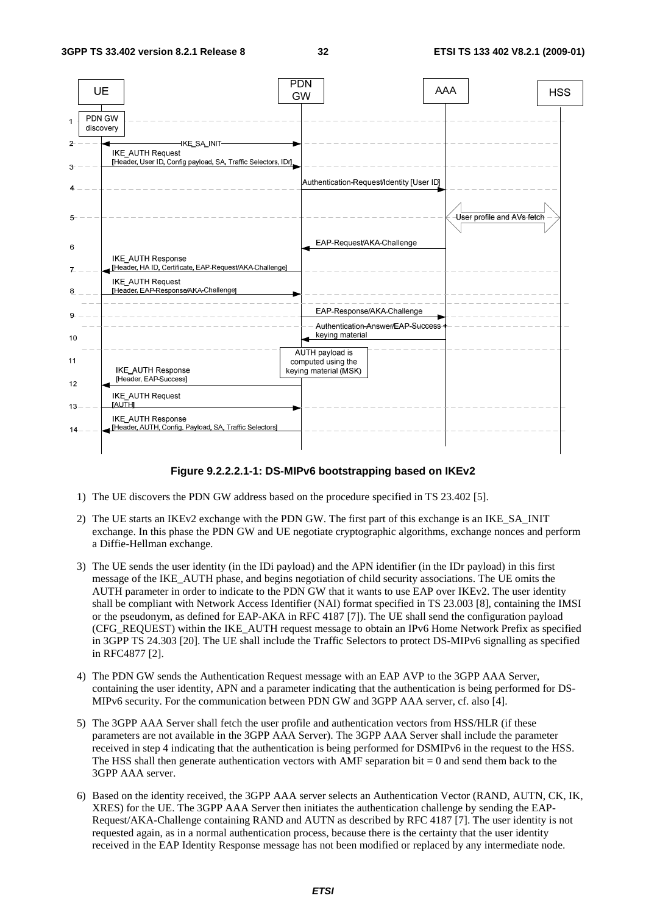**Figure 9.2.2.2.1-1: DS-MIPv6 bootstrapping based on IKEv2**

1) The UE discovers the PDN GW address based on the procedure specified in TS 23.402 [5].

2) The UE starts an IKEv2 exchange with the PDN GW. The first part of this exchange is an IKE_SA_INIT exchange. In this phase the PDN GW and UE negotiate cryptographic algorithms, exchange nonces and perform a Diffie-Hellman exchange.

3) The UE sends the user identity (in the IDi payload) and the APN identifier (in the IDr payload) in this first message of the IKE_AUTH phase, and begins negotiation of child security associations. The UE omits the AUTH parameter in order to indicate to the PDN GW that it wants to use EAP over IKEv2. The user identity shall be compliant with Network Access Identifier (NAI) format specified in TS 23.003 [8], containing the IMSI or the pseudonym, as defined for EAP-AKA in RFC 4187 [7]). The UE shall send the configuration payload (CFG_REQUEST) within the IKE_AUTH request message to obtain an IPv6 Home Network Prefix as specified in 3GPP TS 24.303 [20]. The UE shall include the Traffic Selectors to protect DS-MIPv6 signalling as specified in RFC4877 [2].

4) The PDN GW sends the Authentication Request message with an EAP AVP to the 3GPP AAA Server, containing the user identity, APN and a parameter indicating that the authentication is being performed for DS-MIPv6 security. For the communication between PDN GW and 3GPP AAA server, cf. also [4].

5) The 3GPP AAA Server shall fetch the user profile and authentication vectors from HSS/HLR (if these parameters are not available in the 3GPP AAA Server). The 3GPP AAA Server shall include the parameter received in step 4 indicating that the authentication is being performed for DSMIPv6 in the request to the HSS. The HSS shall then generate authentication vectors with AMF separation bit = 0 and send them back to the 3GPP AAA server.

6) Based on the identity received, the 3GPP AAA server selects an Authentication Vector (RAND, AUTN, CK, IK, XRES) for the UE. The 3GPP AAA Server then initiates the authentication challenge by sending the EAP-Request/AKA-Challenge containing RAND and AUTN as described by RFC 4187 [7]. The user identity is not requested again, as in a normal authentication process, because there is the certainty that the user identity received in the EAP Identity Response message has not been modified or replaced by any intermediate node.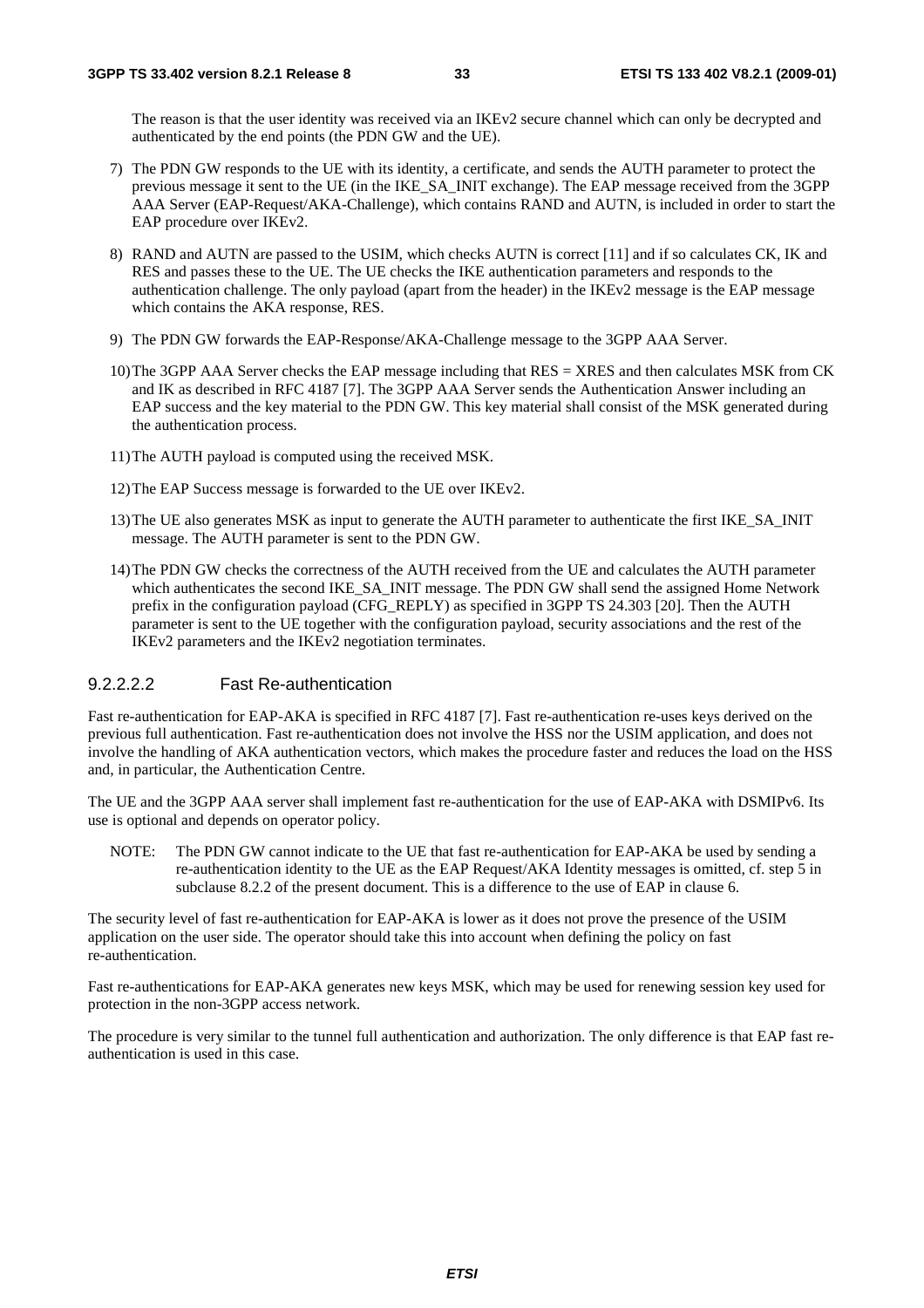The reason is that the user identity was received via an IKEv2 secure channel which can only be decrypted and authenticated by the end points (the PDN GW and the UE).

7) The PDN GW responds to the UE with its identity, a certificate, and sends the AUTH parameter to protect the previous message it sent to the UE (in the IKE_SA_INIT exchange). The EAP message received from the 3GPP AAA Server (EAP-Request/AKA-Challenge), which contains RAND and AUTN, is included in order to start the EAP procedure over IKEv2.

8) RAND and AUTN are passed to the USIM, which checks AUTN is correct [11] and if so calculates CK, IK and RES and passes these to the UE. The UE checks the IKE authentication parameters and responds to the authentication challenge. The only payload (apart from the header) in the IKEv2 message is the EAP message which contains the AKA response, RES.

9) The PDN GW forwards the EAP-Response/AKA-Challenge message to the 3GPP AAA Server.

10) The 3GPP AAA Server checks the EAP message including that RES = XRES and then calculates MSK from CK and IK as described in RFC 4187 [7]. The 3GPP AAA Server sends the Authentication Answer including an EAP success and the key material to the PDN GW. This key material shall consist of the MSK generated during the authentication process.

11) The AUTH payload is computed using the received MSK.

12) The EAP Success message is forwarded to the UE over IKEv2.

13) The UE also generates MSK as input to generate the AUTH parameter to authenticate the first IKE_SA_INIT message. The AUTH parameter is sent to the PDN GW.

14) The PDN GW checks the correctness of the AUTH received from the UE and calculates the AUTH parameter which authenticates the second IKE_SA_INIT message. The PDN GW shall send the assigned Home Network prefix in the configuration payload (CFG_REPLY) as specified in 3GPP TS 24.303 [20]. Then the AUTH parameter is sent to the UE together with the configuration payload, security associations and the rest of the IKEv2 parameters and the IKEv2 negotiation terminates.

##### 9.2.2.2.2 Fast Re-authentication

Fast re-authentication for EAP-AKA is specified in RFC 4187 [7]. Fast re-authentication re-uses keys derived on the previous full authentication. Fast re-authentication does not involve the HSS nor the USIM application, and does not involve the handling of AKA authentication vectors, which makes the procedure faster and reduces the load on the HSS and, in particular, the Authentication Centre.

The UE and the 3GPP AAA server shall implement fast re-authentication for the use of EAP-AKA with DSMIPv6. Its use is optional and depends on operator policy.

NOTE: The PDN GW cannot indicate to the UE that fast re-authentication for EAP-AKA be used by sending a re-authentication identity to the UE as the EAP Request/AKA Identity messages is omitted, cf. step 5 in subclause 8.2.2 of the present document. This is a difference to the use of EAP in clause 6.

The security level of fast re-authentication for EAP-AKA is lower as it does not prove the presence of the USIM application on the user side. The operator should take this into account when defining the policy on fast re-authentication.

Fast re-authentications for EAP-AKA generates new keys MSK, which may be used for renewing session key used for protection in the non-3GPP access network.

The procedure is very similar to the tunnel full authentication and authorization. The only difference is that EAP fast re-authentication is used in this case.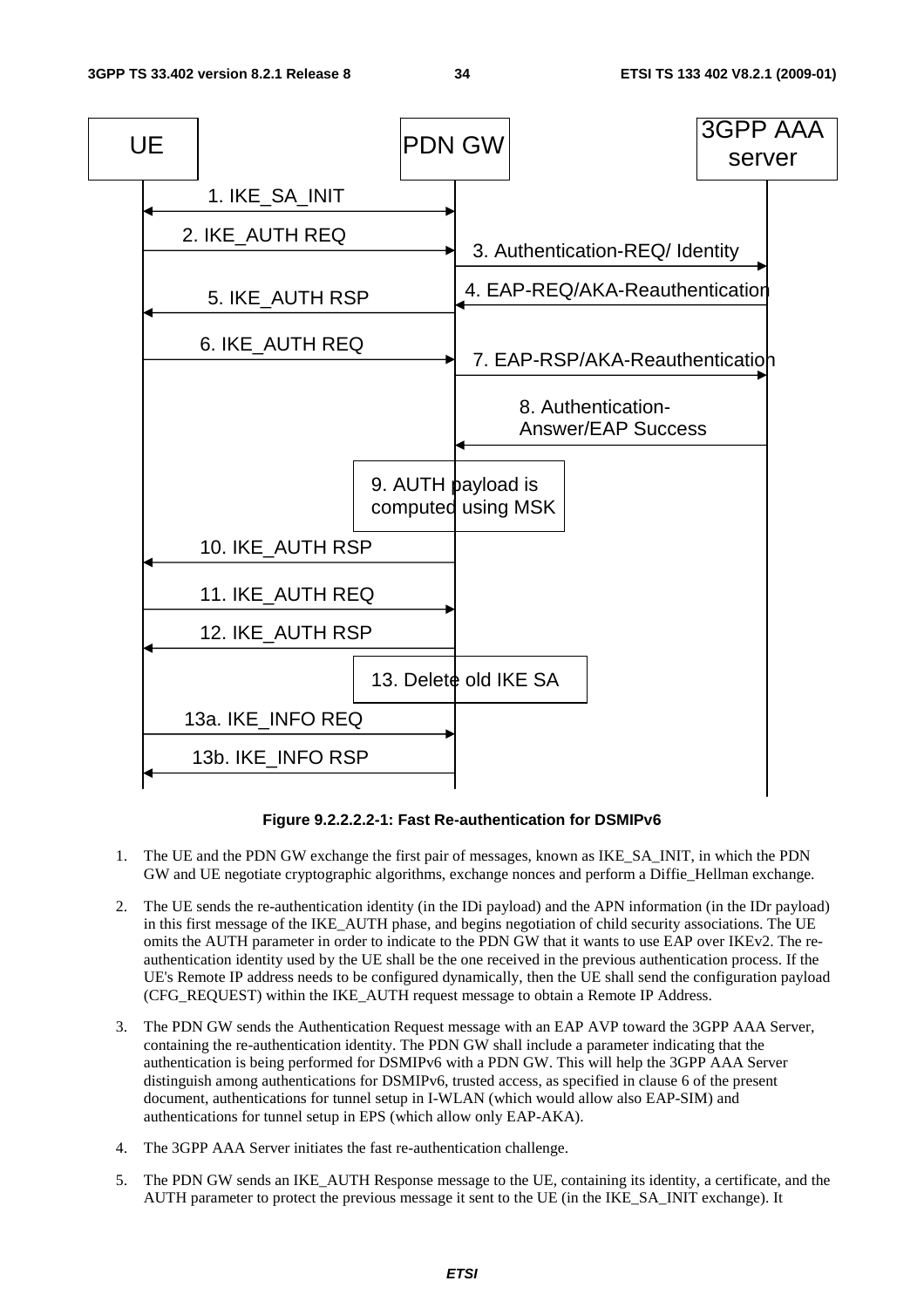**Figure 9.2.2.2.2-1: Fast Re-authentication for DSMIPv6**

1. The UE and the PDN GW exchange the first pair of messages, known as IKE_SA_INIT, in which the PDN GW and UE negotiate cryptographic algorithms, exchange nonces and perform a Diffie_Hellman exchange.

2. The UE sends the re-authentication identity (in the IDi payload) and the APN information (in the IDr payload) in this first message of the IKE_AUTH phase, and begins negotiation of child security associations. The UE omits the AUTH parameter in order to indicate to the PDN GW that it wants to use EAP over IKEv2. The re-authentication identity used by the UE shall be the one received in the previous authentication process. If the UE's Remote IP address needs to be configured dynamically, then the UE shall send the configuration payload (CFG_REQUEST) within the IKE_AUTH request message to obtain a Remote IP Address.

3. The PDN GW sends the Authentication Request message with an EAP AVP toward the 3GPP AAA Server, containing the re-authentication identity. The PDN GW shall include a parameter indicating that the authentication is being performed for DSMIPv6 with a PDN GW. This will help the 3GPP AAA Server distinguish among authentications for DSMIPv6, trusted access, as specified in clause 6 of the present document, authentications for tunnel setup in I-WLAN (which would allow also EAP-SIM) and authentications for tunnel setup in EPS (which allow only EAP-AKA).

4. The 3GPP AAA Server initiates the fast re-authentication challenge.

5. The PDN GW sends an IKE_AUTH Response message to the UE, containing its identity, a certificate, and the AUTH parameter to protect the previous message it sent to the UE (in the IKE_SA_INIT exchange). It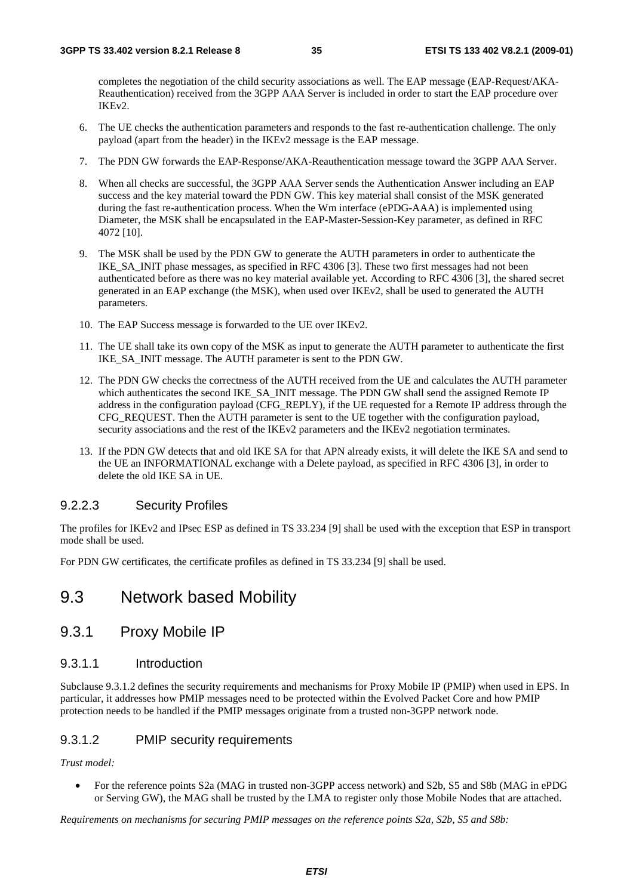completes the negotiation of the child security associations as well. The EAP message (EAP-Request/AKA-Reauthentication) received from the 3GPP AAA Server is included in order to start the EAP procedure over IKEv2.

6. The UE checks the authentication parameters and responds to the fast re-authentication challenge. The only payload (apart from the header) in the IKEv2 message is the EAP message.

7. The PDN GW forwards the EAP-Response/AKA-Reauthentication message toward the 3GPP AAA Server.

8. When all checks are successful, the 3GPP AAA Server sends the Authentication Answer including an EAP success and the key material toward the PDN GW. This key material shall consist of the MSK generated during the fast re-authentication process. When the Wm interface (ePDG-AAA) is implemented using Diameter, the MSK shall be encapsulated in the EAP-Master-Session-Key parameter, as defined in RFC 4072 [10].

9. The MSK shall be used by the PDN GW to generate the AUTH parameters in order to authenticate the IKE_SA_INIT phase messages, as specified in RFC 4306 [3]. These two first messages had not been authenticated before as there was no key material available yet. According to RFC 4306 [3], the shared secret generated in an EAP exchange (the MSK), when used over IKEv2, shall be used to generated the AUTH parameters.

10. The EAP Success message is forwarded to the UE over IKEv2.

11. The UE shall take its own copy of the MSK as input to generate the AUTH parameter to authenticate the first IKE_SA_INIT message. The AUTH parameter is sent to the PDN GW.

12. The PDN GW checks the correctness of the AUTH received from the UE and calculates the AUTH parameter which authenticates the second IKE_SA_INIT message. The PDN GW shall send the assigned Remote IP address in the configuration payload (CFG_REPLY), if the UE requested for a Remote IP address through the CFG_REQUEST. Then the AUTH parameter is sent to the UE together with the configuration payload, security associations and the rest of the IKEv2 parameters and the IKEv2 negotiation terminates.

13. If the PDN GW detects that and old IKE SA for that APN already exists, it will delete the IKE SA and send to the UE an INFORMATIONAL exchange with a Delete payload, as specified in RFC 4306 [3], in order to delete the old IKE SA in UE.

#### 9.2.2.3 Security Profiles

The profiles for IKEv2 and IPsec ESP as defined in TS 33.234 [9] shall be used with the exception that ESP in transport mode shall be used.

For PDN GW certificates, the certificate profiles as defined in TS 33.234 [9] shall be used.

## 9.3 Network based Mobility

### 9.3.1 Proxy Mobile IP

#### 9.3.1.1 Introduction

Subclause 9.3.1.2 defines the security requirements and mechanisms for Proxy Mobile IP (PMIP) when used in EPS. In particular, it addresses how PMIP messages need to be protected within the Evolved Packet Core and how PMIP protection needs to be handled if the PMIP messages originate from a trusted non-3GPP network node.

#### 9.3.1.2 PMIP security requirements

*Trust model:*

- For the reference points S2a (MAG in trusted non-3GPP access network) and S2b, S5 and S8b (MAG in ePDG or Serving GW), the MAG shall be trusted by the LMA to register only those Mobile Nodes that are attached.

*Requirements on mechanisms for securing PMIP messages on the reference points S2a, S2b, S5 and S8b:*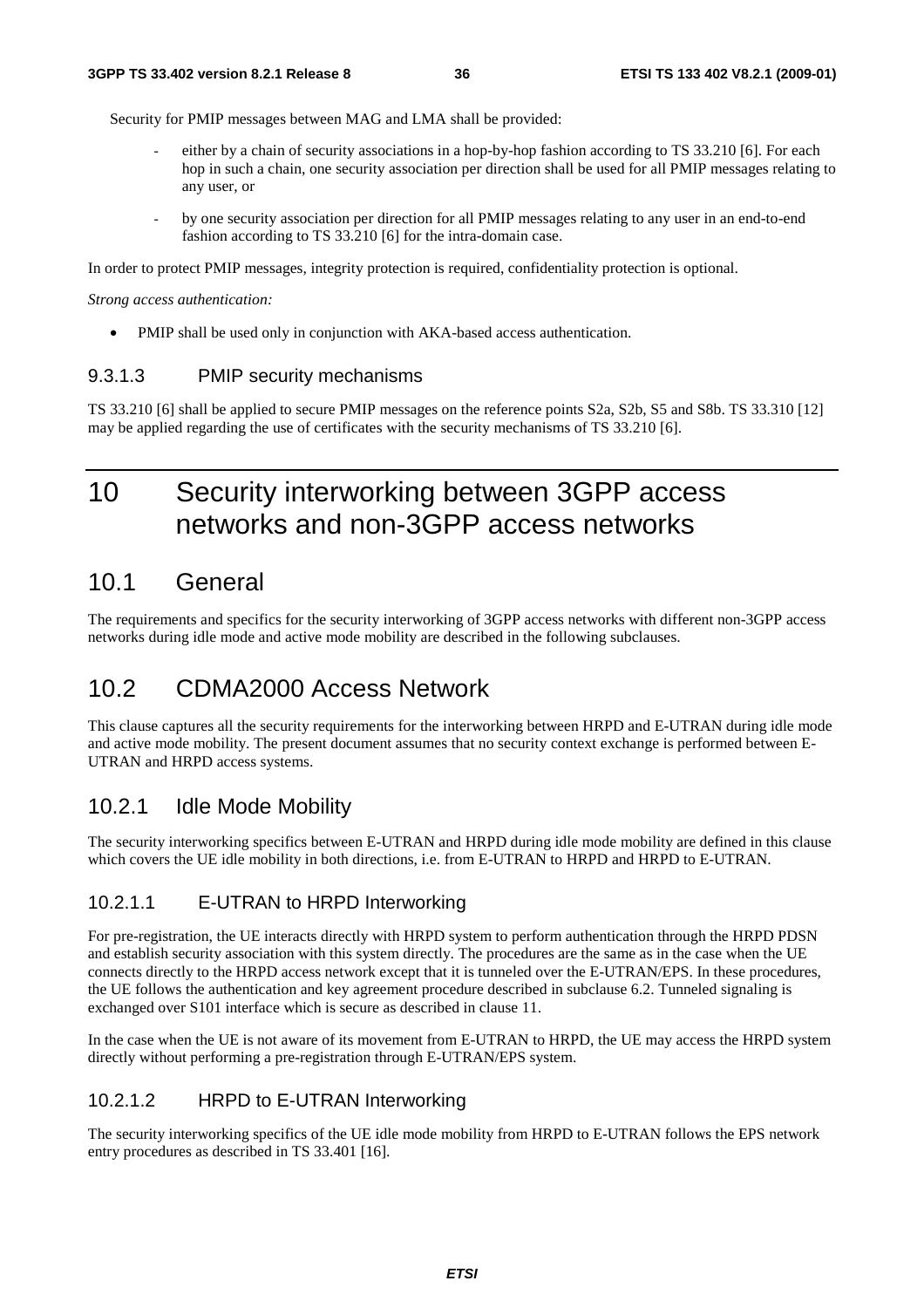Security for PMIP messages between MAG and LMA shall be provided:

- either by a chain of security associations in a hop-by-hop fashion according to TS 33.210 [6]. For each hop in such a chain, one security association per direction shall be used for all PMIP messages relating to any user, or
- by one security association per direction for all PMIP messages relating to any user in an end-to-end fashion according to TS 33.210 [6] for the intra-domain case.

In order to protect PMIP messages, integrity protection is required, confidentiality protection is optional.

*Strong access authentication:*

- PMIP shall be used only in conjunction with AKA-based access authentication.

#### 9.3.1.3 PMIP security mechanisms

TS 33.210 [6] shall be applied to secure PMIP messages on the reference points S2a, S2b, S5 and S8b. TS 33.310 [12] may be applied regarding the use of certificates with the security mechanisms of TS 33.210 [6].

# 10 Security interworking between 3GPP access networks and non-3GPP access networks

## 10.1 General

The requirements and specifics for the security interworking of 3GPP access networks with different non-3GPP access networks during idle mode and active mode mobility are described in the following subclauses.

## 10.2 CDMA2000 Access Network

This clause captures all the security requirements for the interworking between HRPD and E-UTRAN during idle mode and active mode mobility. The present document assumes that no security context exchange is performed between E-UTRAN and HRPD access systems.

### 10.2.1 Idle Mode Mobility

The security interworking specifics between E-UTRAN and HRPD during idle mode mobility are defined in this clause which covers the UE idle mobility in both directions, i.e. from E-UTRAN to HRPD and HRPD to E-UTRAN.

#### 10.2.1.1 E-UTRAN to HRPD Interworking

For pre-registration, the UE interacts directly with HRPD system to perform authentication through the HRPD PDSN and establish security association with this system directly. The procedures are the same as in the case when the UE connects directly to the HRPD access network except that it is tunneled over the E-UTRAN/EPS. In these procedures, the UE follows the authentication and key agreement procedure described in subclause 6.2. Tunneled signaling is exchanged over S101 interface which is secure as described in clause 11.

In the case when the UE is not aware of its movement from E-UTRAN to HRPD, the UE may access the HRPD system directly without performing a pre-registration through E-UTRAN/EPS system.

#### 10.2.1.2 HRPD to E-UTRAN Interworking

The security interworking specifics of the UE idle mode mobility from HRPD to E-UTRAN follows the EPS network entry procedures as described in TS 33.401 [16].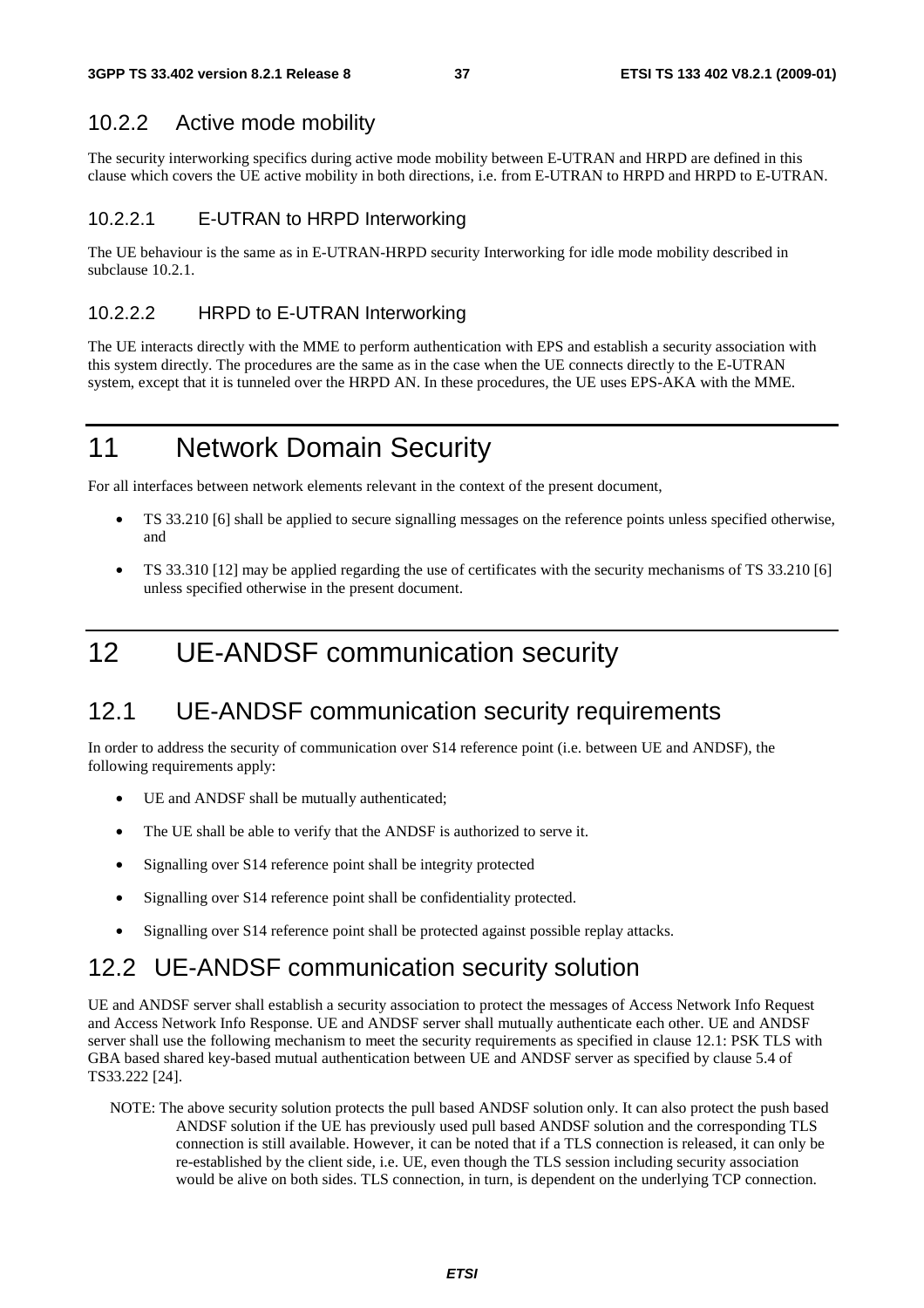### 10.2.2 Active mode mobility

The security interworking specifics during active mode mobility between E-UTRAN and HRPD are defined in this clause which covers the UE active mobility in both directions, i.e. from E-UTRAN to HRPD and HRPD to E-UTRAN.

#### 10.2.2.1 E-UTRAN to HRPD Interworking

The UE behaviour is the same as in E-UTRAN-HRPD security Interworking for idle mode mobility described in subclause 10.2.1.

#### 10.2.2.2 HRPD to E-UTRAN Interworking

The UE interacts directly with the MME to perform authentication with EPS and establish a security association with this system directly. The procedures are the same as in the case when the UE connects directly to the E-UTRAN system, except that it is tunneled over the HRPD AN. In these procedures, the UE uses EPS-AKA with the MME.

# 11 Network Domain Security

For all interfaces between network elements relevant in the context of the present document,

- TS 33.210 [6] shall be applied to secure signalling messages on the reference points unless specified otherwise, and
- TS 33.310 [12] may be applied regarding the use of certificates with the security mechanisms of TS 33.210 [6] unless specified otherwise in the present document.

# 12 UE-ANDSF communication security

## 12.1 UE-ANDSF communication security requirements

In order to address the security of communication over S14 reference point (i.e. between UE and ANDSF), the following requirements apply:

- UE and ANDSF shall be mutually authenticated;
- The UE shall be able to verify that the ANDSF is authorized to serve it.
- Signalling over S14 reference point shall be integrity protected
- Signalling over S14 reference point shall be confidentiality protected.
- Signalling over S14 reference point shall be protected against possible replay attacks.

## 12.2 UE-ANDSF communication security solution

UE and ANDSF server shall establish a security association to protect the messages of Access Network Info Request and Access Network Info Response. UE and ANDSF server shall mutually authenticate each other. UE and ANDSF server shall use the following mechanism to meet the security requirements as specified in clause 12.1: PSK TLS with GBA based shared key-based mutual authentication between UE and ANDSF server as specified by clause 5.4 of TS33.222 [24].

NOTE: The above security solution protects the pull based ANDSF solution only. It can also protect the push based ANDSF solution if the UE has previously used pull based ANDSF solution and the corresponding TLS connection is still available. However, it can be noted that if a TLS connection is released, it can only be re-established by the client side, i.e. UE, even though the TLS session including security association would be alive on both sides. TLS connection, in turn, is dependent on the underlying TCP connection.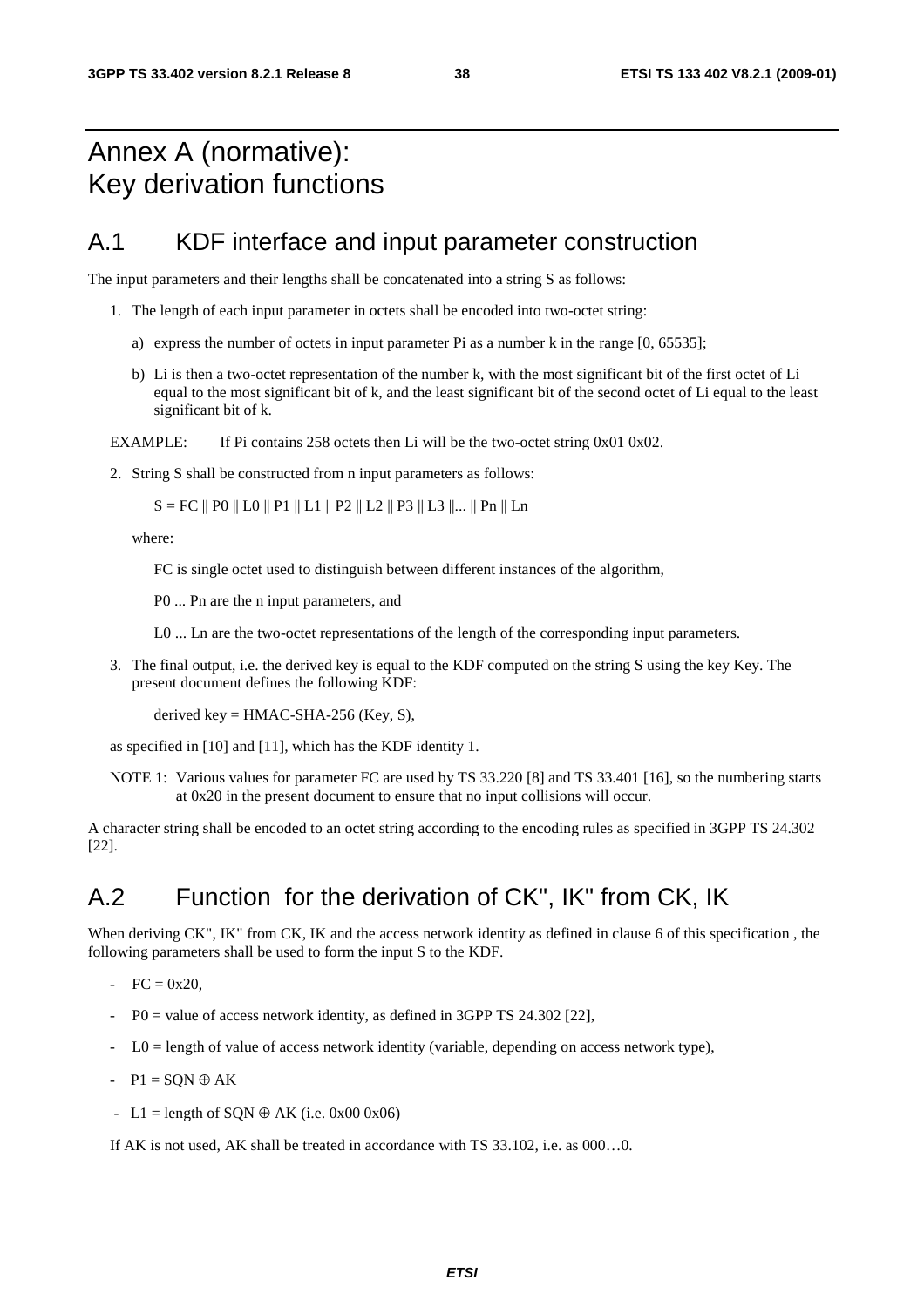# Annex A (normative): Key derivation functions

## A.1 KDF interface and input parameter construction

The input parameters and their lengths shall be concatenated into a string S as follows:

1. The length of each input parameter in octets shall be encoded into two-octet string:

   a) express the number of octets in input parameter Pi as a number k in the range [0, 65535];

   b) Li is then a two-octet representation of the number k, with the most significant bit of the first octet of Li equal to the most significant bit of k, and the least significant bit of the second octet of Li equal to the least significant bit of k.

EXAMPLE: If Pi contains 258 octets then Li will be the two-octet string 0x01 0x02.

2. String S shall be constructed from n input parameters as follows:

   S = FC || P0 || L0 || P1 || L1 || P2 || L2 || P3 || L3 ||... || Pn || Ln

   where:

   FC is single octet used to distinguish between different instances of the algorithm,

   P0 ... Pn are the n input parameters, and

   L0 ... Ln are the two-octet representations of the length of the corresponding input parameters.

3. The final output, i.e. the derived key is equal to the KDF computed on the string S using the key Key. The present document defines the following KDF:

   derived key = HMAC-SHA-256 (Key, S),

as specified in [10] and [11], which has the KDF identity 1.

NOTE 1: Various values for parameter FC are used by TS 33.220 [8] and TS 33.401 [16], so the numbering starts at 0x20 in the present document to ensure that no input collisions will occur.

A character string shall be encoded to an octet string according to the encoding rules as specified in 3GPP TS 24.302 [22].

## A.2 Function for the derivation of CK", IK" from CK, IK

When deriving CK", IK" from CK, IK and the access network identity as defined in clause 6 of this specification , the following parameters shall be used to form the input S to the KDF.

- FC = 0x20,
- P0 = value of access network identity, as defined in 3GPP TS 24.302 [22],
- L0 = length of value of access network identity (variable, depending on access network type),
- P1 = SQN $\oplus$ AK
- L1 = length of SQN $\oplus$ AK (i.e. 0x00 0x06)

If AK is not used, AK shall be treated in accordance with TS 33.102, i.e. as 000…0.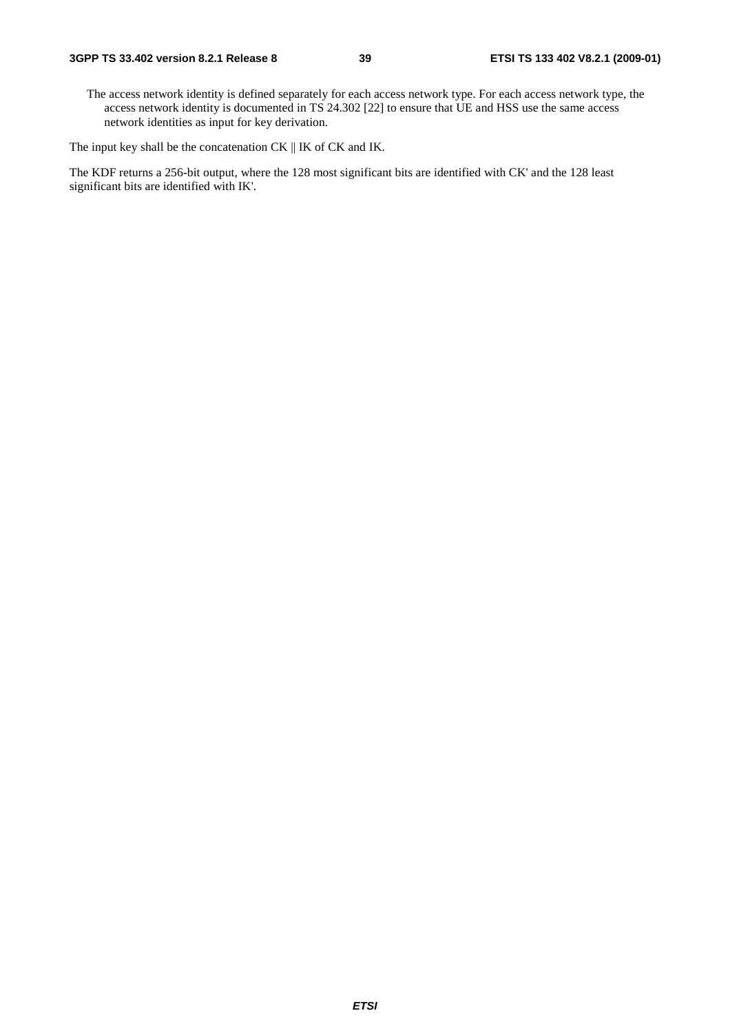The access network identity is defined separately for each access network type. For each access network type, the access network identity is documented in TS 24.302 [22] to ensure that UE and HSS use the same access network identities as input for key derivation.

The input key shall be the concatenation CK || IK of CK and IK.

The KDF returns a 256-bit output, where the 128 most significant bits are identified with CK' and the 128 least significant bits are identified with IK'.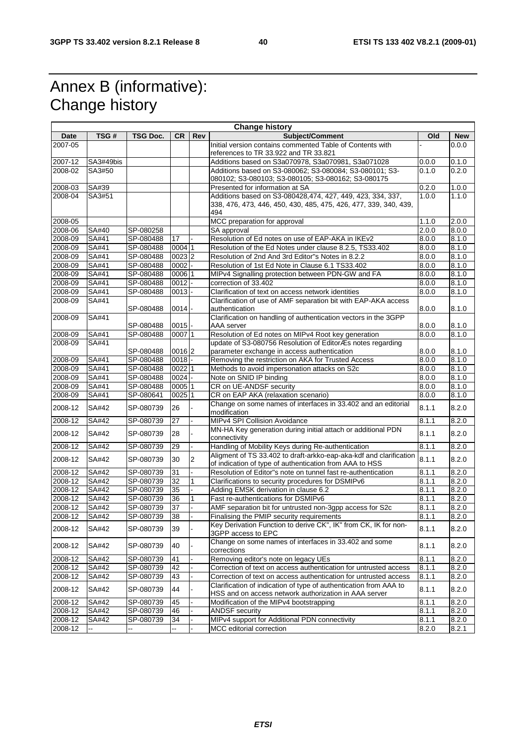# Annex B (informative): Change history

| Change history | | | | | | | |
|---|---|---|---|---|---|---|---|
| **Date** | **TSG #** | **TSG Doc.** | **CR** | **Rev** | **Subject/Comment** | **Old** | **New** |
| 2007-05 | | | | | Initial version contains commented Table of Contents with references to TR 33.922 and TR 33.821 | - | 0.0.0 |
| 2007-12 | SA3#49bis | | | | Additions based on S3a070978, S3a070981, S3a071028 | 0.0.0 | 0.1.0 |
| 2008-02 | SA3#50 | | | | Additions based on S3-080062; S3-080084; S3-080101; S3-080102; S3-080103; S3-080105; S3-080162; S3-080175 | 0.1.0 | 0.2.0 |
| 2008-03 | SA#39 | | | | Presented for information at SA | 0.2.0 | 1.0.0 |
| 2008-04 | SA3#51 | | | | Additions based on S3-080428,474, 427, 449, 423, 334, 337, 338, 476, 473, 446, 450, 430, 485, 475, 426, 477, 339, 340, 439, 494 | 1.0.0 | 1.1.0 |
| 2008-05 | | | | | MCC preparation for approval | 1.1.0 | 2.0.0 |
| 2008-06 | SA#40 | SP-080258 | | | SA approval | 2.0.0 | 8.0.0 |
| 2008-09 | SA#41 | SP-080488 | 17 | - | Resolution of Ed notes on use of EAP-AKA in IKEv2 | 8.0.0 | 8.1.0 |
| 2008-09 | SA#41 | SP-080488 | 0004 | 1 | Resolution of the Ed Notes under clause 8.2.5, TS33.402 | 8.0.0 | 8.1.0 |
| 2008-09 | SA#41 | SP-080488 | 0023 | 2 | Resolution of 2nd And 3rd Editor"s Notes in 8.2.2 | 8.0.0 | 8.1.0 |
| 2008-09 | SA#41 | SP-080488 | 0002 | - | Resolution of 1st Ed Note in Clause 6.1 TS33.402 | 8.0.0 | 8.1.0 |
| 2008-09 | SA#41 | SP-080488 | 0006 | 1 | MIPv4 Signalling protection between PDN-GW and FA | 8.0.0 | 8.1.0 |
| 2008-09 | SA#41 | SP-080488 | 0012 | - | correction of 33.402 | 8.0.0 | 8.1.0 |
| 2008-09 | SA#41 | SP-080488 | 0013 | - | Clarification of text on access network identities | 8.0.0 | 8.1.0 |
| 2008-09 | SA#41 | SP-080488 | 0014 | - | Clarification of use of AMF separation bit with EAP-AKA access authentication | 8.0.0 | 8.1.0 |
| 2008-09 | SA#41 | SP-080488 | 0015 | - | Clarification on handling of authentication vectors in the 3GPP AAA server | 8.0.0 | 8.1.0 |
| 2008-09 | SA#41 | SP-080488 | 0007 | 1 | Resolution of Ed notes on MIPv4 Root key generation | 8.0.0 | 8.1.0 |
| 2008-09 | SA#41 | SP-080488 | 0016 | 2 | update of S3-080756 Resolution of EditorÆs notes regarding parameter exchange in access authentication | 8.0.0 | 8.1.0 |
| 2008-09 | SA#41 | SP-080488 | 0018 | - | Removing the restriction on AKA for Trusted Access | 8.0.0 | 8.1.0 |
| 2008-09 | SA#41 | SP-080488 | 0022 | 1 | Methods to avoid impersonation attacks on S2c | 8.0.0 | 8.1.0 |
| 2008-09 | SA#41 | SP-080488 | 0024 | - | Note on SNID IP binding | 8.0.0 | 8.1.0 |
| 2008-09 | SA#41 | SP-080488 | 0005 | 1 | CR on UE-ANDSF security | 8.0.0 | 8.1.0 |
| 2008-09 | SA#41 | SP-080641 | 0025 | 1 | CR on EAP AKA (relaxation scenario) | 8.0.0 | 8.1.0 |
| 2008-12 | SA#42 | SP-080739 | 26 | - | Change on some names of interfaces in 33.402 and an editorial modification | 8.1.1 | 8.2.0 |
| 2008-12 | SA#42 | SP-080739 | 27 | - | MIPv4 SPI Collision Avoidance | 8.1.1 | 8.2.0 |
| 2008-12 | SA#42 | SP-080739 | 28 | - | MN-HA Key generation during initial attach or additional PDN connectivity | 8.1.1 | 8.2.0 |
| 2008-12 | SA#42 | SP-080739 | 29 | - | Handling of Mobility Keys during Re-authentication | 8.1.1 | 8.2.0 |
| 2008-12 | SA#42 | SP-080739 | 30 | 2 | Aligment of TS 33.402 to draft-arkko-eap-aka-kdf and clarification of indication of type of authentication from AAA to HSS | 8.1.1 | 8.2.0 |
| 2008-12 | SA#42 | SP-080739 | 31 | - | Resolution of Editor"s note on tunnel fast re-authentication | 8.1.1 | 8.2.0 |
| 2008-12 | SA#42 | SP-080739 | 32 | 1 | Clarifications to security procedures for DSMIPv6 | 8.1.1 | 8.2.0 |
| 2008-12 | SA#42 | SP-080739 | 35 | - | Adding EMSK derivation in clause 6.2 | 8.1.1 | 8.2.0 |
| 2008-12 | SA#42 | SP-080739 | 36 | 1 | Fast re-authentications for DSMIPv6 | 8.1.1 | 8.2.0 |
| 2008-12 | SA#42 | SP-080739 | 37 | - | AMF separation bit for untrusted non-3gpp access for S2c | 8.1.1 | 8.2.0 |
| 2008-12 | SA#42 | SP-080739 | 38 | - | Finalising the PMIP security requirements | 8.1.1 | 8.2.0 |
| 2008-12 | SA#42 | SP-080739 | 39 | - | Key Derivation Function to derive CK", IK" from CK, IK for non-3GPP access to EPC | 8.1.1 | 8.2.0 |
| 2008-12 | SA#42 | SP-080739 | 40 | - | Change on some names of interfaces in 33.402 and some corrections | 8.1.1 | 8.2.0 |
| 2008-12 | SA#42 | SP-080739 | 41 | - | Removing editor's note on legacy UEs | 8.1.1 | 8.2.0 |
| 2008-12 | SA#42 | SP-080739 | 42 | - | Correction of text on access authentication for untrusted access | 8.1.1 | 8.2.0 |
| 2008-12 | SA#42 | SP-080739 | 43 | - | Correction of text on access authentication for untrusted access | 8.1.1 | 8.2.0 |
| 2008-12 | SA#42 | SP-080739 | 44 | - | Clarification of indication of type of authentication from AAA to HSS and on access network authorization in AAA server | 8.1.1 | 8.2.0 |
| 2008-12 | SA#42 | SP-080739 | 45 | - | Modification of the MIPv4 bootstrapping | 8.1.1 | 8.2.0 |
| 2008-12 | SA#42 | SP-080739 | 46 | - | ANDSF security | 8.1.1 | 8.2.0 |
| 2008-12 | SA#42 | SP-080739 | 34 | - | MIPv4 support for Additional PDN connectivity | 8.1.1 | 8.2.0 |
| 2008-12 | -- | -- | -- | - | MCC editorial correction | 8.2.0 | 8.2.1 |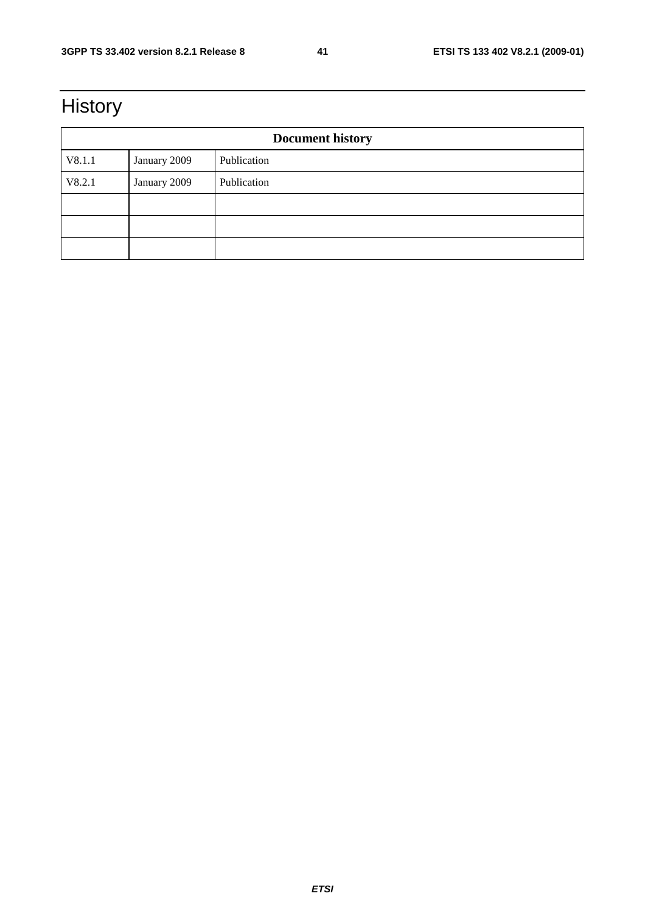# History

| Document history | | |
|---|---|---|
| V8.1.1 | January 2009 | Publication |
| V8.2.1 | January 2009 | Publication |
| | | |
| | | |
| | | |